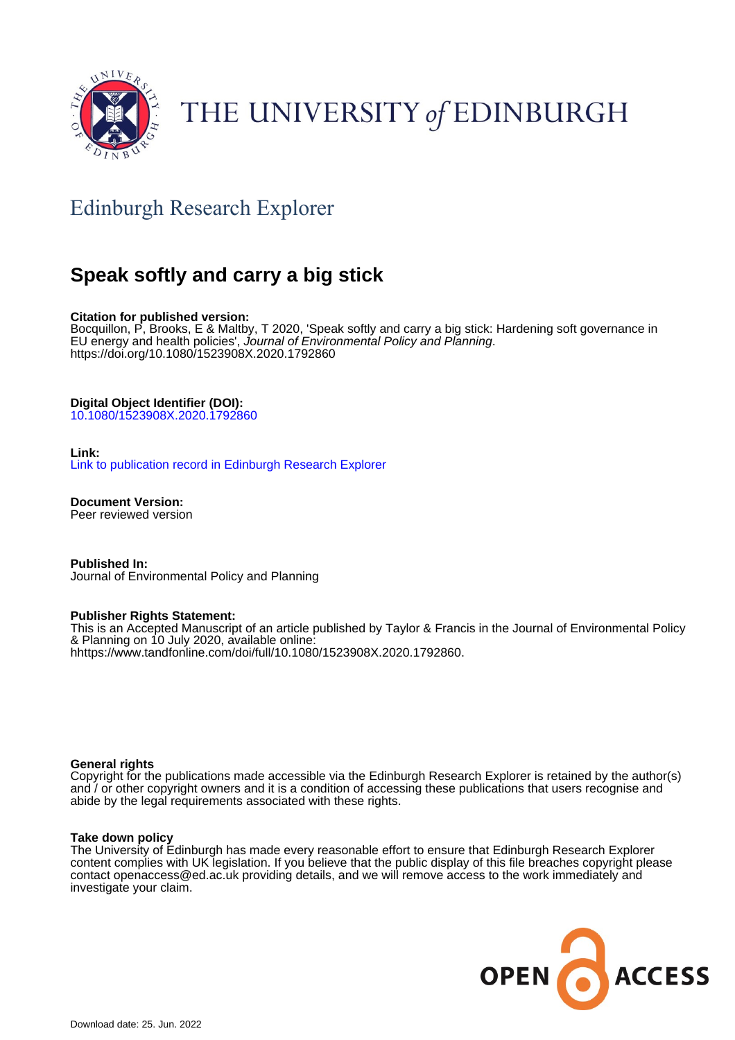THE UNIVERSITY of EDINBURGH

## Edinburgh Research Explorer

# Speak softly and carry a big stick

**Citation for published version:**
Bocquillon, P, Brooks, E & Maltby, T 2020, 'Speak softly and carry a big stick: Hardening soft governance in EU energy and health policies', *Journal of Environmental Policy and Planning*. https://doi.org/10.1080/1523908X.2020.1792860

**Digital Object Identifier (DOI):**
10.1080/1523908X.2020.1792860

**Link:**
Link to publication record in Edinburgh Research Explorer

**Document Version:**
Peer reviewed version

**Published In:**
Journal of Environmental Policy and Planning

**Publisher Rights Statement:**
This is an Accepted Manuscript of an article published by Taylor & Francis in the Journal of Environmental Policy & Planning on 10 July 2020, available online: hhttps://www.tandfonline.com/doi/full/10.1080/1523908X.2020.1792860.

**General rights**
Copyright for the publications made accessible via the Edinburgh Research Explorer is retained by the author(s) and / or other copyright owners and it is a condition of accessing these publications that users recognise and abide by the legal requirements associated with these rights.

**Take down policy**
The University of Edinburgh has made every reasonable effort to ensure that Edinburgh Research Explorer content complies with UK legislation. If you believe that the public display of this file breaches copyright please contact openaccess@ed.ac.uk providing details, and we will remove access to the work immediately and investigate your claim.

Download date: 25. Jun. 2022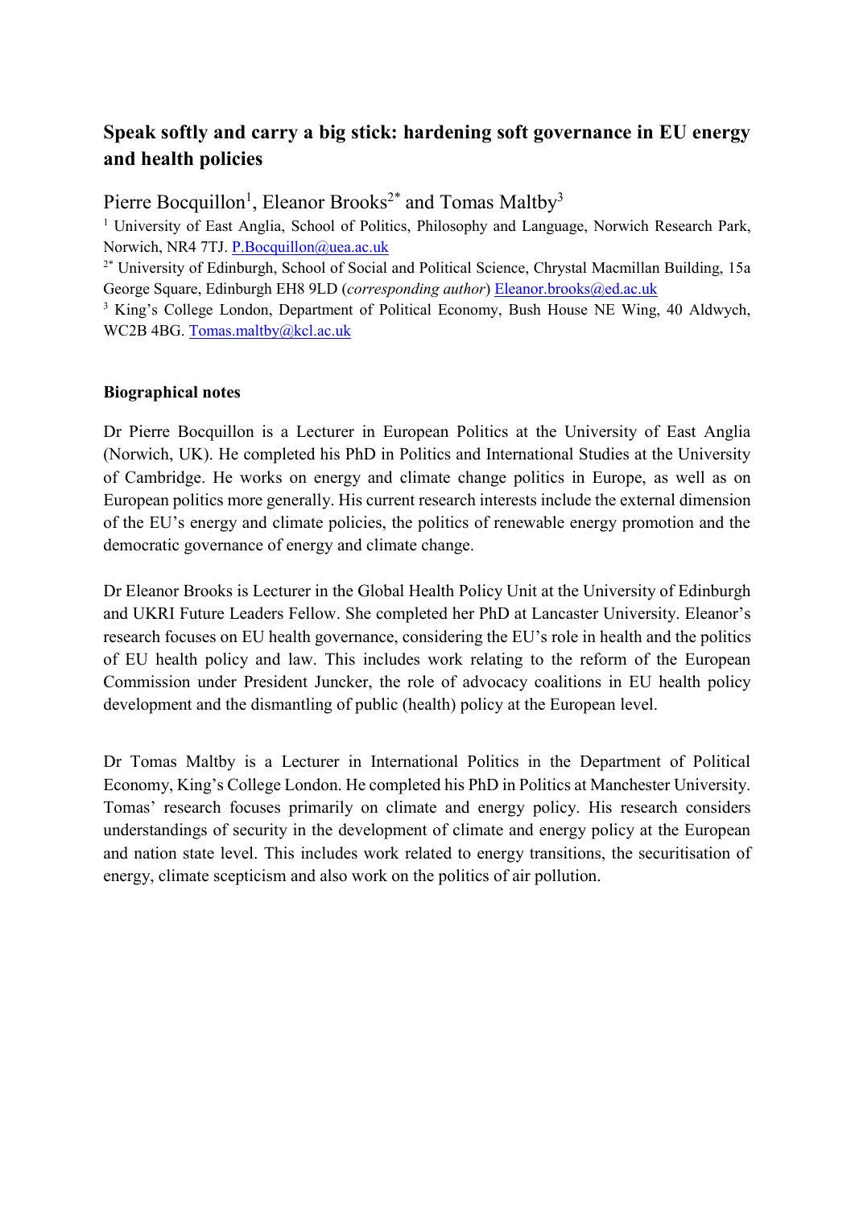# Speak softly and carry a big stick: hardening soft governance in EU energy and health policies

Pierre Bocquillon[1], Eleanor Brooks[2*] and Tomas Maltby[3]

[1] University of East Anglia, School of Politics, Philosophy and Language, Norwich Research Park, Norwich, NR4 7TJ. P.Bocquillon@uea.ac.uk

[2*] University of Edinburgh, School of Social and Political Science, Chrystal Macmillan Building, 15a George Square, Edinburgh EH8 9LD (*corresponding author*) Eleanor.brooks@ed.ac.uk

[3] King's College London, Department of Political Economy, Bush House NE Wing, 40 Aldwych, WC2B 4BG. Tomas.maltby@kcl.ac.uk

**Biographical notes**

Dr Pierre Bocquillon is a Lecturer in European Politics at the University of East Anglia (Norwich, UK). He completed his PhD in Politics and International Studies at the University of Cambridge. He works on energy and climate change politics in Europe, as well as on European politics more generally. His current research interests include the external dimension of the EU's energy and climate policies, the politics of renewable energy promotion and the democratic governance of energy and climate change.

Dr Eleanor Brooks is Lecturer in the Global Health Policy Unit at the University of Edinburgh and UKRI Future Leaders Fellow. She completed her PhD at Lancaster University. Eleanor's research focuses on EU health governance, considering the EU's role in health and the politics of EU health policy and law. This includes work relating to the reform of the European Commission under President Juncker, the role of advocacy coalitions in EU health policy development and the dismantling of public (health) policy at the European level.

Dr Tomas Maltby is a Lecturer in International Politics in the Department of Political Economy, King's College London. He completed his PhD in Politics at Manchester University. Tomas' research focuses primarily on climate and energy policy. His research considers understandings of security in the development of climate and energy policy at the European and nation state level. This includes work related to energy transitions, the securitisation of energy, climate scepticism and also work on the politics of air pollution.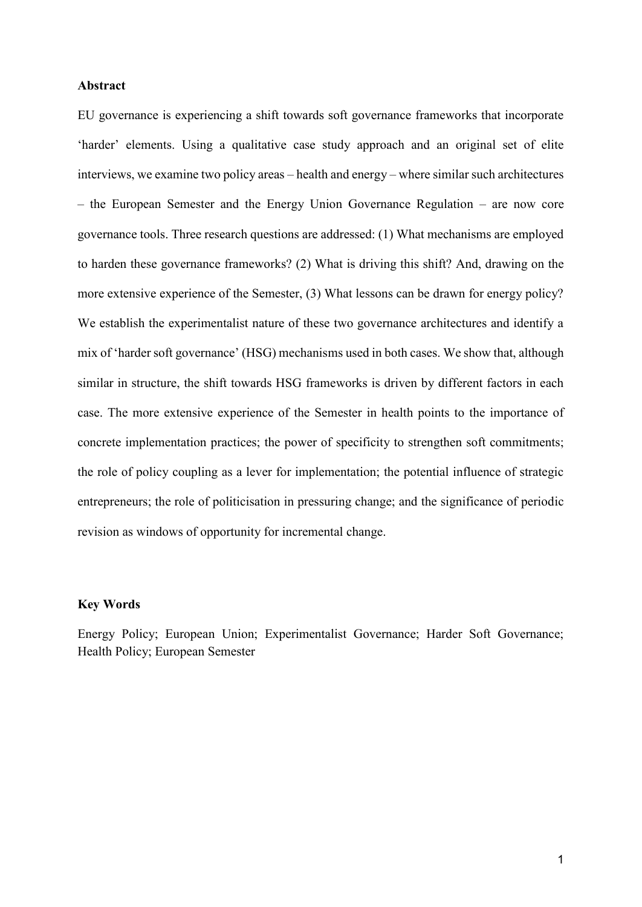**Abstract**

EU governance is experiencing a shift towards soft governance frameworks that incorporate 'harder' elements. Using a qualitative case study approach and an original set of elite interviews, we examine two policy areas – health and energy – where similar such architectures – the European Semester and the Energy Union Governance Regulation – are now core governance tools. Three research questions are addressed: (1) What mechanisms are employed to harden these governance frameworks? (2) What is driving this shift? And, drawing on the more extensive experience of the Semester, (3) What lessons can be drawn for energy policy? We establish the experimentalist nature of these two governance architectures and identify a mix of 'harder soft governance' (HSG) mechanisms used in both cases. We show that, although similar in structure, the shift towards HSG frameworks is driven by different factors in each case. The more extensive experience of the Semester in health points to the importance of concrete implementation practices; the power of specificity to strengthen soft commitments; the role of policy coupling as a lever for implementation; the potential influence of strategic entrepreneurs; the role of politicisation in pressuring change; and the significance of periodic revision as windows of opportunity for incremental change.

**Key Words**

Energy Policy; European Union; Experimentalist Governance; Harder Soft Governance; Health Policy; European Semester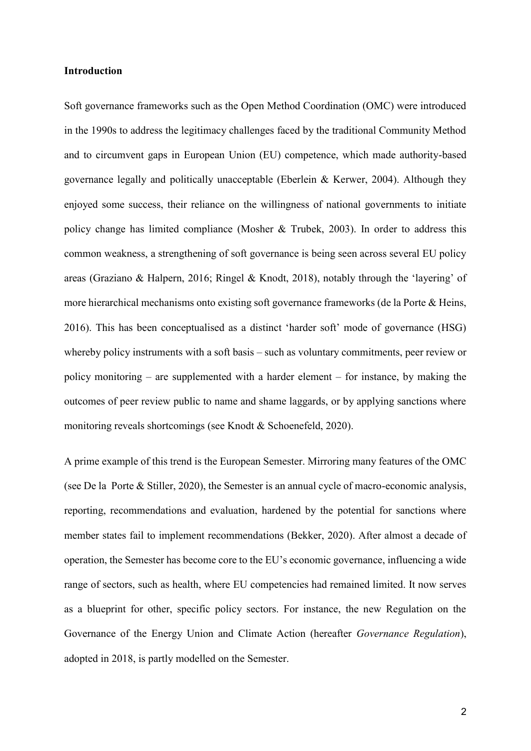## Introduction

Soft governance frameworks such as the Open Method Coordination (OMC) were introduced in the 1990s to address the legitimacy challenges faced by the traditional Community Method and to circumvent gaps in European Union (EU) competence, which made authority-based governance legally and politically unacceptable (Eberlein & Kerwer, 2004). Although they enjoyed some success, their reliance on the willingness of national governments to initiate policy change has limited compliance (Mosher & Trubek, 2003). In order to address this common weakness, a strengthening of soft governance is being seen across several EU policy areas (Graziano & Halpern, 2016; Ringel & Knodt, 2018), notably through the 'layering' of more hierarchical mechanisms onto existing soft governance frameworks (de la Porte & Heins, 2016). This has been conceptualised as a distinct 'harder soft' mode of governance (HSG) whereby policy instruments with a soft basis – such as voluntary commitments, peer review or policy monitoring – are supplemented with a harder element – for instance, by making the outcomes of peer review public to name and shame laggards, or by applying sanctions where monitoring reveals shortcomings (see Knodt & Schoenefeld, 2020).

A prime example of this trend is the European Semester. Mirroring many features of the OMC (see De la Porte & Stiller, 2020), the Semester is an annual cycle of macro-economic analysis, reporting, recommendations and evaluation, hardened by the potential for sanctions where member states fail to implement recommendations (Bekker, 2020). After almost a decade of operation, the Semester has become core to the EU's economic governance, influencing a wide range of sectors, such as health, where EU competencies had remained limited. It now serves as a blueprint for other, specific policy sectors. For instance, the new Regulation on the Governance of the Energy Union and Climate Action (hereafter *Governance Regulation*), adopted in 2018, is partly modelled on the Semester.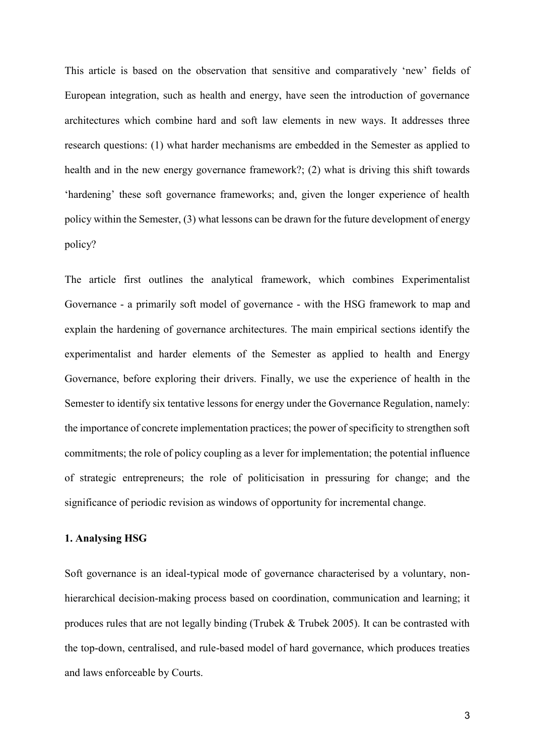This article is based on the observation that sensitive and comparatively 'new' fields of European integration, such as health and energy, have seen the introduction of governance architectures which combine hard and soft law elements in new ways. It addresses three research questions: (1) what harder mechanisms are embedded in the Semester as applied to health and in the new energy governance framework?; (2) what is driving this shift towards 'hardening' these soft governance frameworks; and, given the longer experience of health policy within the Semester, (3) what lessons can be drawn for the future development of energy policy?

The article first outlines the analytical framework, which combines Experimentalist Governance - a primarily soft model of governance - with the HSG framework to map and explain the hardening of governance architectures. The main empirical sections identify the experimentalist and harder elements of the Semester as applied to health and Energy Governance, before exploring their drivers. Finally, we use the experience of health in the Semester to identify six tentative lessons for energy under the Governance Regulation, namely: the importance of concrete implementation practices; the power of specificity to strengthen soft commitments; the role of policy coupling as a lever for implementation; the potential influence of strategic entrepreneurs; the role of politicisation in pressuring for change; and the significance of periodic revision as windows of opportunity for incremental change.

## 1. Analysing HSG

Soft governance is an ideal-typical mode of governance characterised by a voluntary, non-hierarchical decision-making process based on coordination, communication and learning; it produces rules that are not legally binding (Trubek & Trubek 2005). It can be contrasted with the top-down, centralised, and rule-based model of hard governance, which produces treaties and laws enforceable by Courts.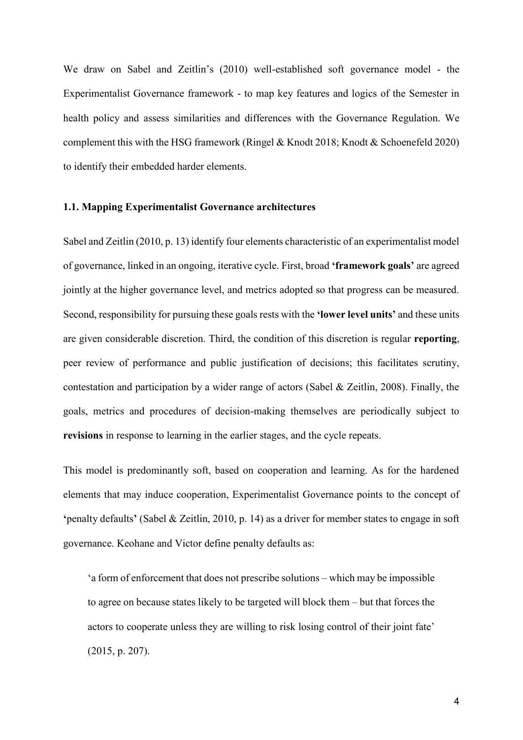We draw on Sabel and Zeitlin's (2010) well-established soft governance model - the Experimentalist Governance framework - to map key features and logics of the Semester in health policy and assess similarities and differences with the Governance Regulation. We complement this with the HSG framework (Ringel & Knodt 2018; Knodt & Schoenefeld 2020) to identify their embedded harder elements.

### 1.1. Mapping Experimentalist Governance architectures

Sabel and Zeitlin (2010, p. 13) identify four elements characteristic of an experimentalist model of governance, linked in an ongoing, iterative cycle. First, broad **'framework goals'** are agreed jointly at the higher governance level, and metrics adopted so that progress can be measured. Second, responsibility for pursuing these goals rests with the **'lower level units'** and these units are given considerable discretion. Third, the condition of this discretion is regular **reporting**, peer review of performance and public justification of decisions; this facilitates scrutiny, contestation and participation by a wider range of actors (Sabel & Zeitlin, 2008). Finally, the goals, metrics and procedures of decision-making themselves are periodically subject to **revisions** in response to learning in the earlier stages, and the cycle repeats.

This model is predominantly soft, based on cooperation and learning. As for the hardened elements that may induce cooperation, Experimentalist Governance points to the concept of **'**penalty defaults**'** (Sabel & Zeitlin, 2010, p. 14) as a driver for member states to engage in soft governance. Keohane and Victor define penalty defaults as:

> 'a form of enforcement that does not prescribe solutions – which may be impossible to agree on because states likely to be targeted will block them – but that forces the actors to cooperate unless they are willing to risk losing control of their joint fate' (2015, p. 207).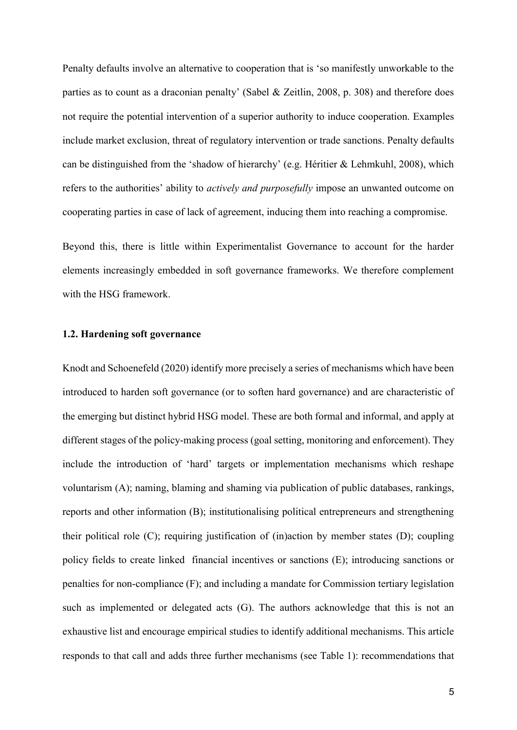Penalty defaults involve an alternative to cooperation that is 'so manifestly unworkable to the parties as to count as a draconian penalty' (Sabel & Zeitlin, 2008, p. 308) and therefore does not require the potential intervention of a superior authority to induce cooperation. Examples include market exclusion, threat of regulatory intervention or trade sanctions. Penalty defaults can be distinguished from the 'shadow of hierarchy' (e.g. Héritier & Lehmkuhl, 2008), which refers to the authorities' ability to *actively and purposefully* impose an unwanted outcome on cooperating parties in case of lack of agreement, inducing them into reaching a compromise.

Beyond this, there is little within Experimentalist Governance to account for the harder elements increasingly embedded in soft governance frameworks. We therefore complement with the HSG framework.

### 1.2. Hardening soft governance

Knodt and Schoenefeld (2020) identify more precisely a series of mechanisms which have been introduced to harden soft governance (or to soften hard governance) and are characteristic of the emerging but distinct hybrid HSG model. These are both formal and informal, and apply at different stages of the policy-making process (goal setting, monitoring and enforcement). They include the introduction of 'hard' targets or implementation mechanisms which reshape voluntarism (A); naming, blaming and shaming via publication of public databases, rankings, reports and other information (B); institutionalising political entrepreneurs and strengthening their political role (C); requiring justification of (in)action by member states (D); coupling policy fields to create linked financial incentives or sanctions (E); introducing sanctions or penalties for non-compliance (F); and including a mandate for Commission tertiary legislation such as implemented or delegated acts (G). The authors acknowledge that this is not an exhaustive list and encourage empirical studies to identify additional mechanisms. This article responds to that call and adds three further mechanisms (see Table 1): recommendations that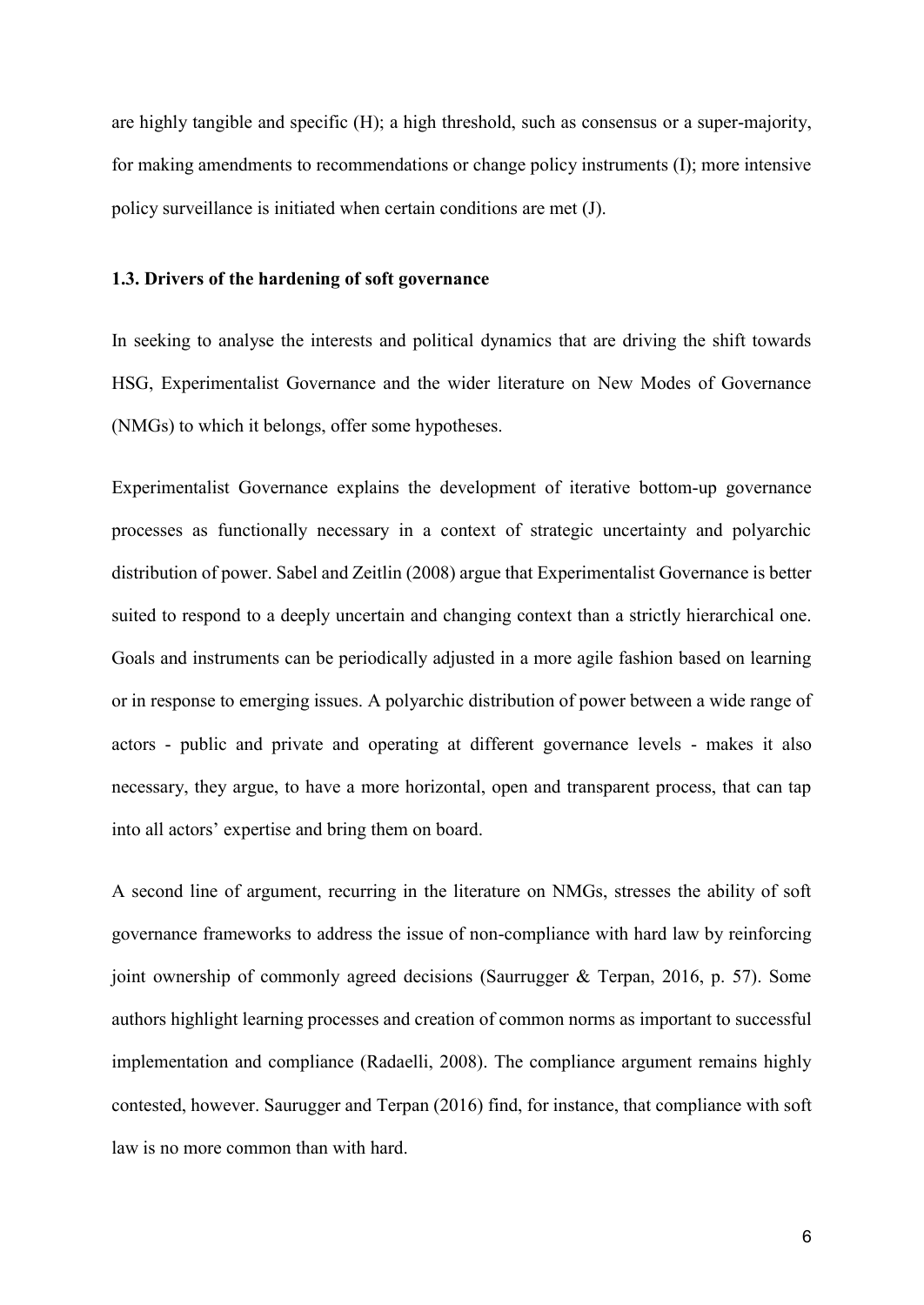are highly tangible and specific (H); a high threshold, such as consensus or a super-majority, for making amendments to recommendations or change policy instruments (I); more intensive policy surveillance is initiated when certain conditions are met (J).

### 1.3. Drivers of the hardening of soft governance

In seeking to analyse the interests and political dynamics that are driving the shift towards HSG, Experimentalist Governance and the wider literature on New Modes of Governance (NMGs) to which it belongs, offer some hypotheses.

Experimentalist Governance explains the development of iterative bottom-up governance processes as functionally necessary in a context of strategic uncertainty and polyarchic distribution of power. Sabel and Zeitlin (2008) argue that Experimentalist Governance is better suited to respond to a deeply uncertain and changing context than a strictly hierarchical one. Goals and instruments can be periodically adjusted in a more agile fashion based on learning or in response to emerging issues. A polyarchic distribution of power between a wide range of actors - public and private and operating at different governance levels - makes it also necessary, they argue, to have a more horizontal, open and transparent process, that can tap into all actors' expertise and bring them on board.

A second line of argument, recurring in the literature on NMGs, stresses the ability of soft governance frameworks to address the issue of non-compliance with hard law by reinforcing joint ownership of commonly agreed decisions (Saurrugger & Terpan, 2016, p. 57). Some authors highlight learning processes and creation of common norms as important to successful implementation and compliance (Radaelli, 2008). The compliance argument remains highly contested, however. Saurugger and Terpan (2016) find, for instance, that compliance with soft law is no more common than with hard.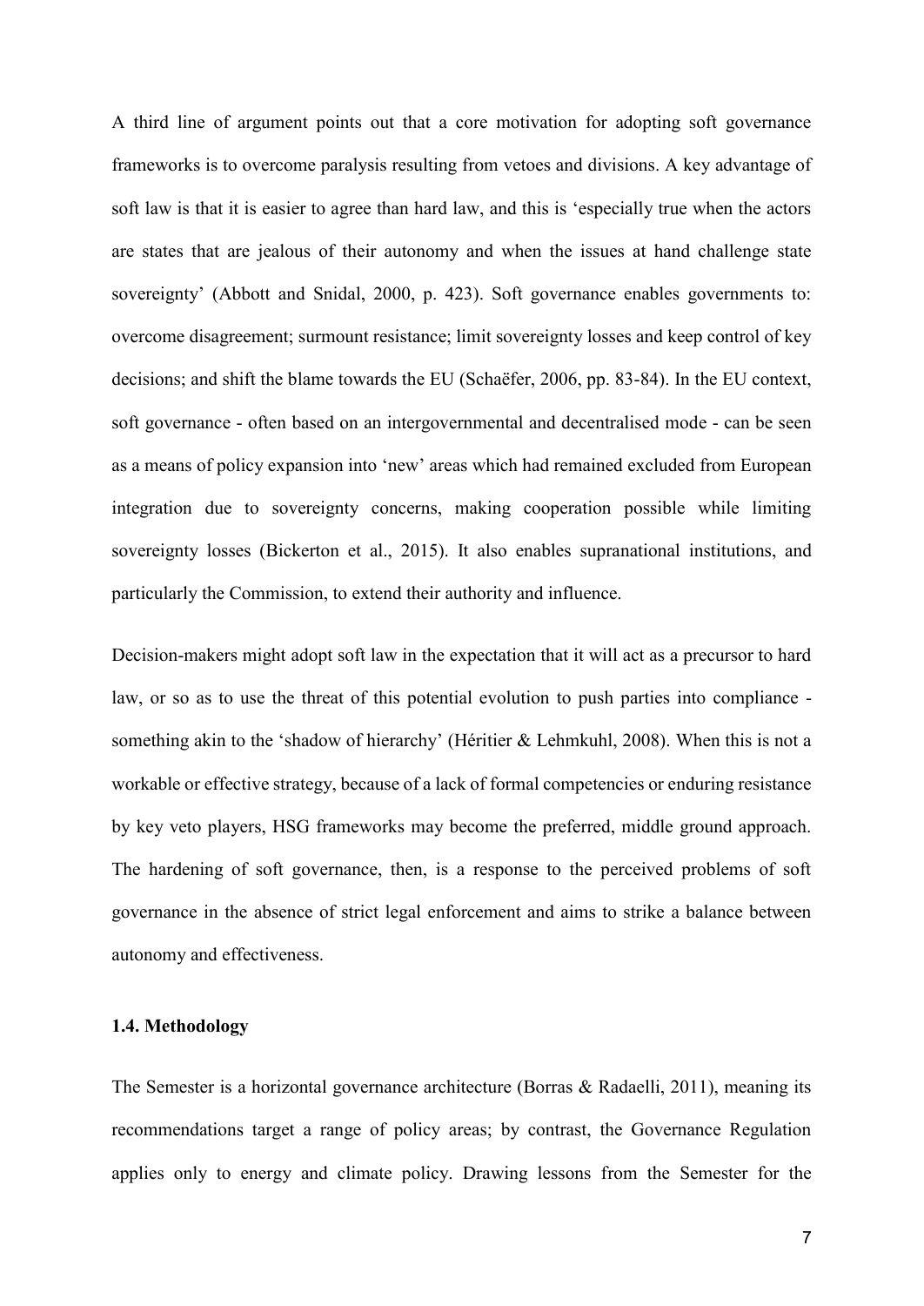A third line of argument points out that a core motivation for adopting soft governance frameworks is to overcome paralysis resulting from vetoes and divisions. A key advantage of soft law is that it is easier to agree than hard law, and this is 'especially true when the actors are states that are jealous of their autonomy and when the issues at hand challenge state sovereignty' (Abbott and Snidal, 2000, p. 423). Soft governance enables governments to: overcome disagreement; surmount resistance; limit sovereignty losses and keep control of key decisions; and shift the blame towards the EU (Schaëfer, 2006, pp. 83-84). In the EU context, soft governance - often based on an intergovernmental and decentralised mode - can be seen as a means of policy expansion into 'new' areas which had remained excluded from European integration due to sovereignty concerns, making cooperation possible while limiting sovereignty losses (Bickerton et al., 2015). It also enables supranational institutions, and particularly the Commission, to extend their authority and influence.

Decision-makers might adopt soft law in the expectation that it will act as a precursor to hard law, or so as to use the threat of this potential evolution to push parties into compliance - something akin to the 'shadow of hierarchy' (Héritier & Lehmkuhl, 2008). When this is not a workable or effective strategy, because of a lack of formal competencies or enduring resistance by key veto players, HSG frameworks may become the preferred, middle ground approach. The hardening of soft governance, then, is a response to the perceived problems of soft governance in the absence of strict legal enforcement and aims to strike a balance between autonomy and effectiveness.

### 1.4. Methodology

The Semester is a horizontal governance architecture (Borras & Radaelli, 2011), meaning its recommendations target a range of policy areas; by contrast, the Governance Regulation applies only to energy and climate policy. Drawing lessons from the Semester for the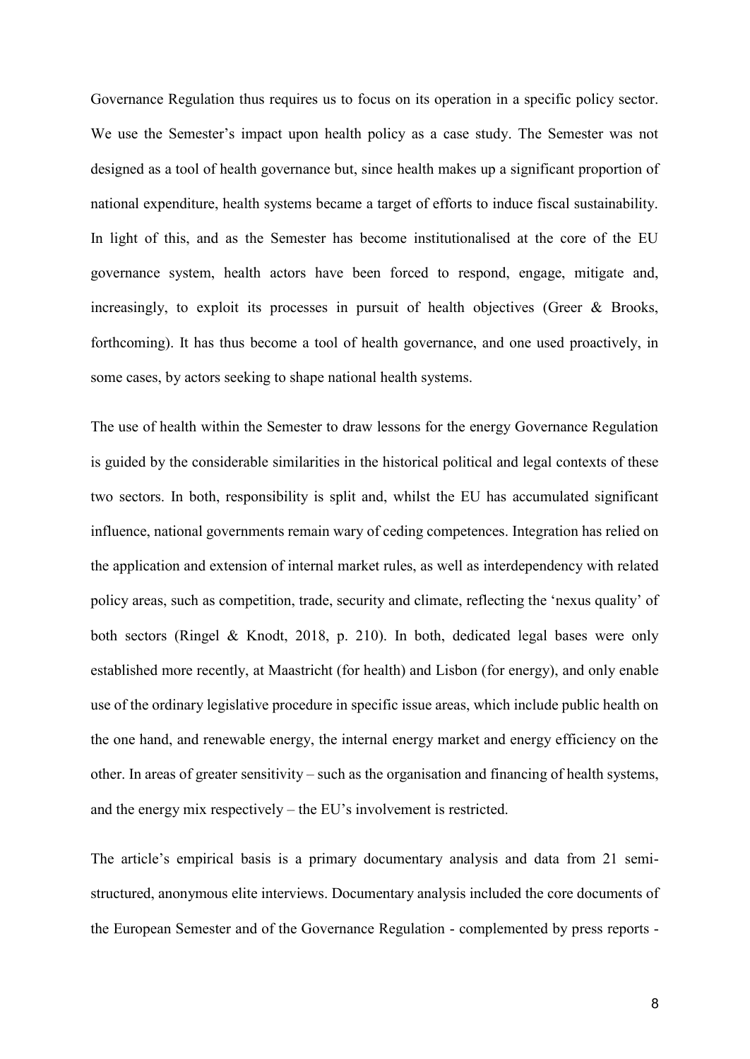Governance Regulation thus requires us to focus on its operation in a specific policy sector. We use the Semester's impact upon health policy as a case study. The Semester was not designed as a tool of health governance but, since health makes up a significant proportion of national expenditure, health systems became a target of efforts to induce fiscal sustainability. In light of this, and as the Semester has become institutionalised at the core of the EU governance system, health actors have been forced to respond, engage, mitigate and, increasingly, to exploit its processes in pursuit of health objectives (Greer & Brooks, forthcoming). It has thus become a tool of health governance, and one used proactively, in some cases, by actors seeking to shape national health systems.

The use of health within the Semester to draw lessons for the energy Governance Regulation is guided by the considerable similarities in the historical political and legal contexts of these two sectors. In both, responsibility is split and, whilst the EU has accumulated significant influence, national governments remain wary of ceding competences. Integration has relied on the application and extension of internal market rules, as well as interdependency with related policy areas, such as competition, trade, security and climate, reflecting the 'nexus quality' of both sectors (Ringel & Knodt, 2018, p. 210). In both, dedicated legal bases were only established more recently, at Maastricht (for health) and Lisbon (for energy), and only enable use of the ordinary legislative procedure in specific issue areas, which include public health on the one hand, and renewable energy, the internal energy market and energy efficiency on the other. In areas of greater sensitivity – such as the organisation and financing of health systems, and the energy mix respectively – the EU's involvement is restricted.

The article's empirical basis is a primary documentary analysis and data from 21 semi-structured, anonymous elite interviews. Documentary analysis included the core documents of the European Semester and of the Governance Regulation - complemented by press reports -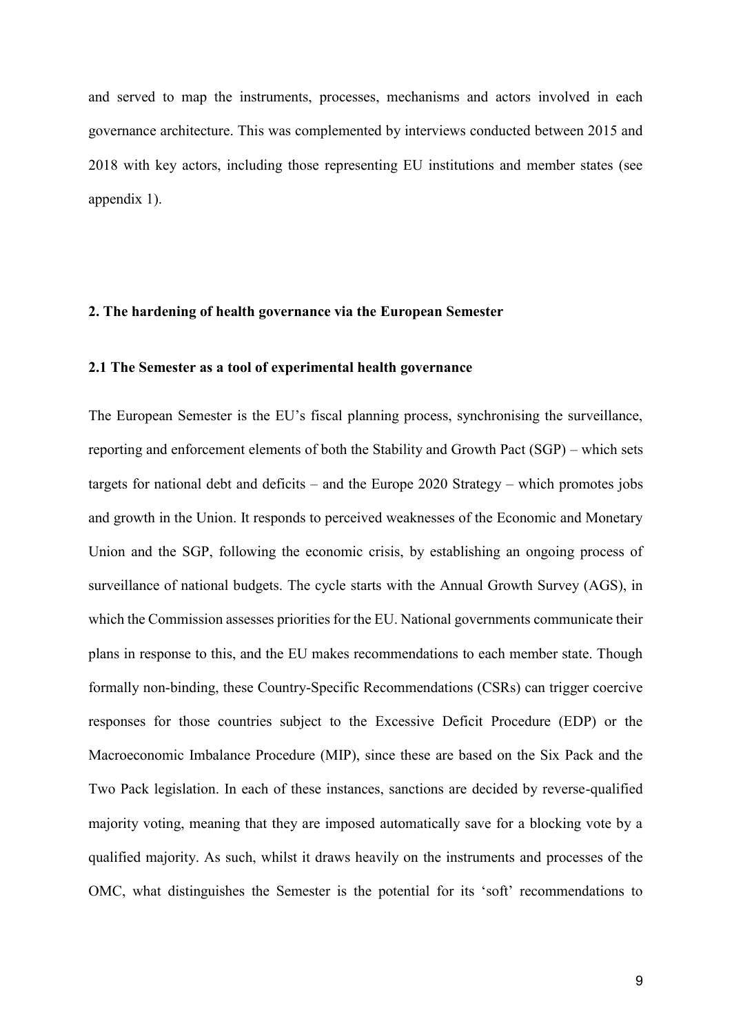and served to map the instruments, processes, mechanisms and actors involved in each governance architecture. This was complemented by interviews conducted between 2015 and 2018 with key actors, including those representing EU institutions and member states (see appendix 1).

## 2. The hardening of health governance via the European Semester

### 2.1 The Semester as a tool of experimental health governance

The European Semester is the EU's fiscal planning process, synchronising the surveillance, reporting and enforcement elements of both the Stability and Growth Pact (SGP) – which sets targets for national debt and deficits – and the Europe 2020 Strategy – which promotes jobs and growth in the Union. It responds to perceived weaknesses of the Economic and Monetary Union and the SGP, following the economic crisis, by establishing an ongoing process of surveillance of national budgets. The cycle starts with the Annual Growth Survey (AGS), in which the Commission assesses priorities for the EU. National governments communicate their plans in response to this, and the EU makes recommendations to each member state. Though formally non-binding, these Country-Specific Recommendations (CSRs) can trigger coercive responses for those countries subject to the Excessive Deficit Procedure (EDP) or the Macroeconomic Imbalance Procedure (MIP), since these are based on the Six Pack and the Two Pack legislation. In each of these instances, sanctions are decided by reverse-qualified majority voting, meaning that they are imposed automatically save for a blocking vote by a qualified majority. As such, whilst it draws heavily on the instruments and processes of the OMC, what distinguishes the Semester is the potential for its 'soft' recommendations to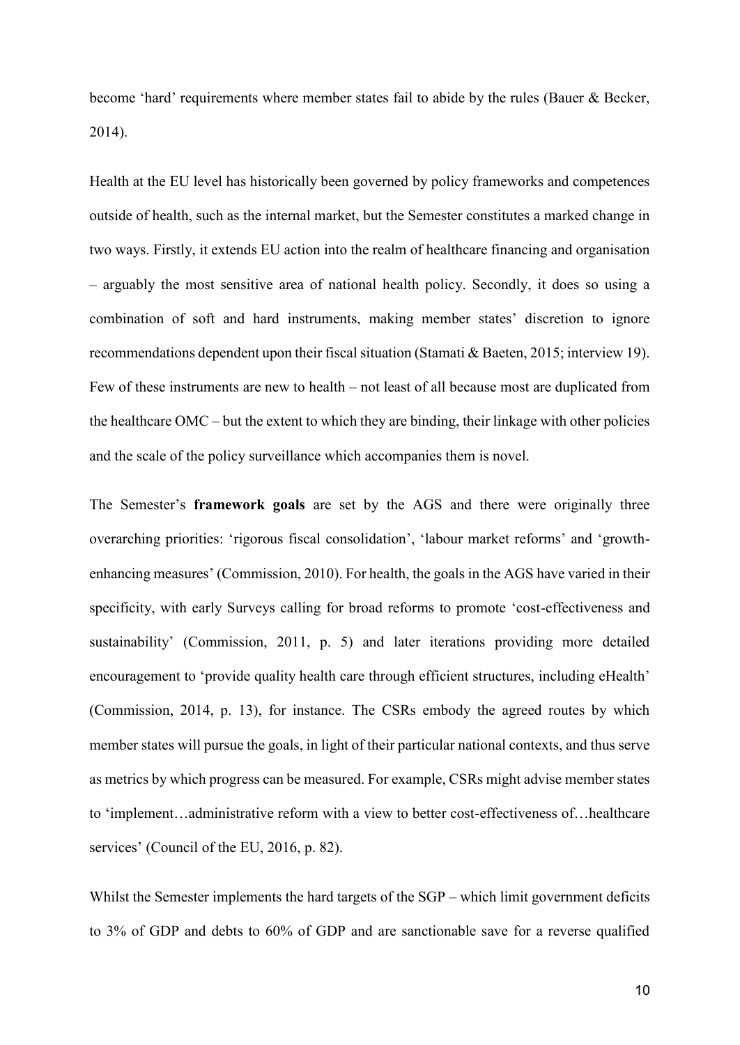become 'hard' requirements where member states fail to abide by the rules (Bauer & Becker, 2014).

Health at the EU level has historically been governed by policy frameworks and competences outside of health, such as the internal market, but the Semester constitutes a marked change in two ways. Firstly, it extends EU action into the realm of healthcare financing and organisation – arguably the most sensitive area of national health policy. Secondly, it does so using a combination of soft and hard instruments, making member states' discretion to ignore recommendations dependent upon their fiscal situation (Stamati & Baeten, 2015; interview 19). Few of these instruments are new to health – not least of all because most are duplicated from the healthcare OMC – but the extent to which they are binding, their linkage with other policies and the scale of the policy surveillance which accompanies them is novel.

The Semester's **framework goals** are set by the AGS and there were originally three overarching priorities: 'rigorous fiscal consolidation', 'labour market reforms' and 'growth-enhancing measures' (Commission, 2010). For health, the goals in the AGS have varied in their specificity, with early Surveys calling for broad reforms to promote 'cost-effectiveness and sustainability' (Commission, 2011, p. 5) and later iterations providing more detailed encouragement to 'provide quality health care through efficient structures, including eHealth' (Commission, 2014, p. 13), for instance. The CSRs embody the agreed routes by which member states will pursue the goals, in light of their particular national contexts, and thus serve as metrics by which progress can be measured. For example, CSRs might advise member states to 'implement…administrative reform with a view to better cost-effectiveness of…healthcare services' (Council of the EU, 2016, p. 82).

Whilst the Semester implements the hard targets of the SGP – which limit government deficits to 3% of GDP and debts to 60% of GDP and are sanctionable save for a reverse qualified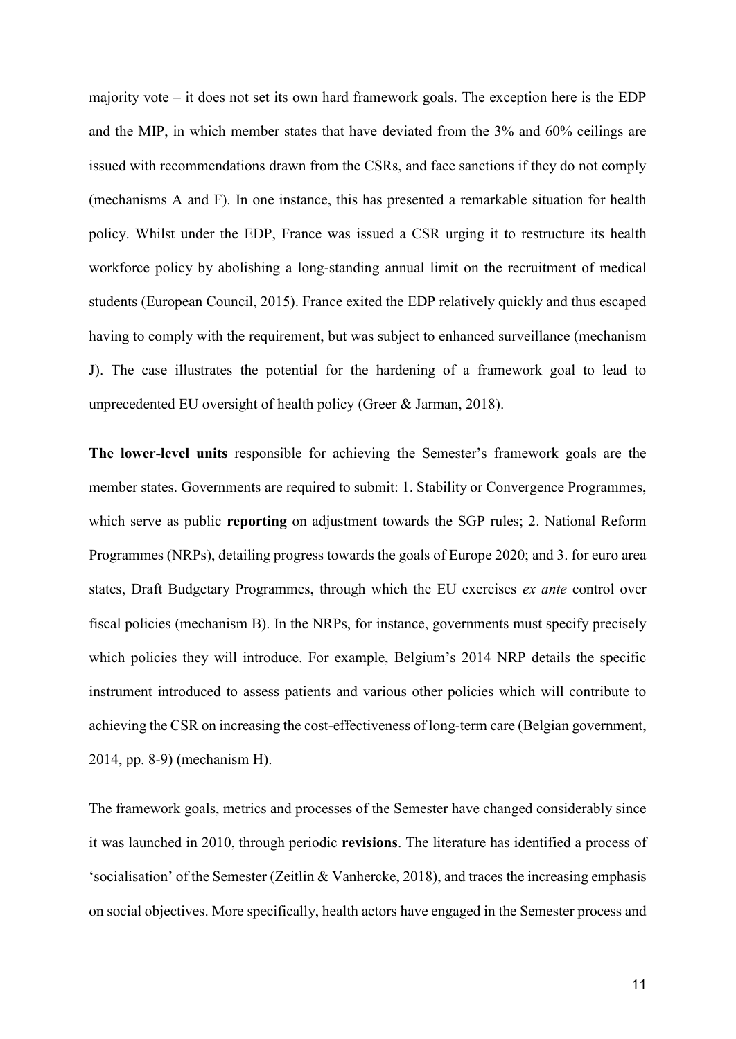majority vote – it does not set its own hard framework goals. The exception here is the EDP and the MIP, in which member states that have deviated from the 3% and 60% ceilings are issued with recommendations drawn from the CSRs, and face sanctions if they do not comply (mechanisms A and F). In one instance, this has presented a remarkable situation for health policy. Whilst under the EDP, France was issued a CSR urging it to restructure its health workforce policy by abolishing a long-standing annual limit on the recruitment of medical students (European Council, 2015). France exited the EDP relatively quickly and thus escaped having to comply with the requirement, but was subject to enhanced surveillance (mechanism J). The case illustrates the potential for the hardening of a framework goal to lead to unprecedented EU oversight of health policy (Greer & Jarman, 2018).

**The lower-level units** responsible for achieving the Semester's framework goals are the member states. Governments are required to submit: 1. Stability or Convergence Programmes, which serve as public **reporting** on adjustment towards the SGP rules; 2. National Reform Programmes (NRPs), detailing progress towards the goals of Europe 2020; and 3. for euro area states, Draft Budgetary Programmes, through which the EU exercises *ex ante* control over fiscal policies (mechanism B). In the NRPs, for instance, governments must specify precisely which policies they will introduce. For example, Belgium's 2014 NRP details the specific instrument introduced to assess patients and various other policies which will contribute to achieving the CSR on increasing the cost-effectiveness of long-term care (Belgian government, 2014, pp. 8-9) (mechanism H).

The framework goals, metrics and processes of the Semester have changed considerably since it was launched in 2010, through periodic **revisions**. The literature has identified a process of 'socialisation' of the Semester (Zeitlin & Vanhercke, 2018), and traces the increasing emphasis on social objectives. More specifically, health actors have engaged in the Semester process and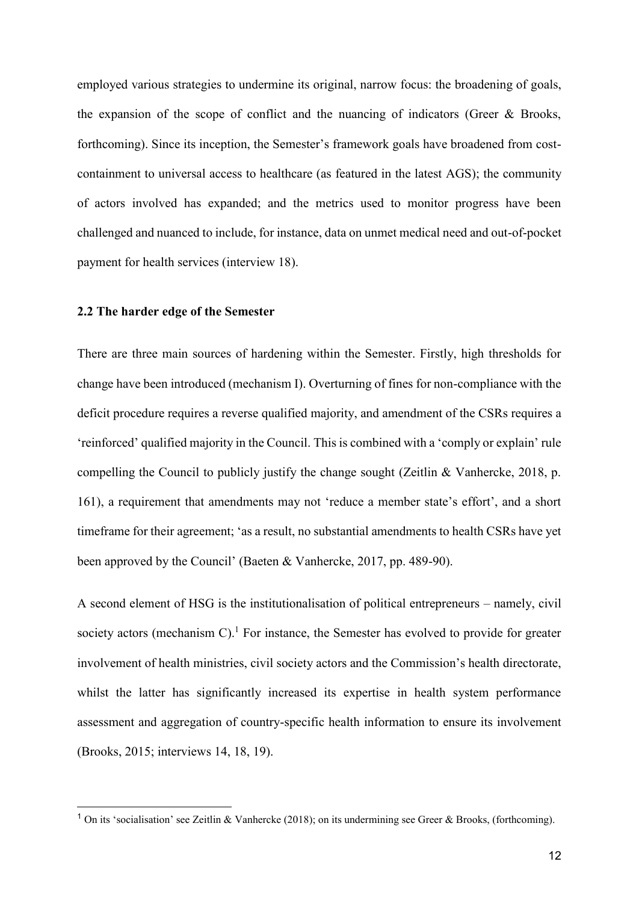employed various strategies to undermine its original, narrow focus: the broadening of goals, the expansion of the scope of conflict and the nuancing of indicators (Greer & Brooks, forthcoming). Since its inception, the Semester's framework goals have broadened from cost-containment to universal access to healthcare (as featured in the latest AGS); the community of actors involved has expanded; and the metrics used to monitor progress have been challenged and nuanced to include, for instance, data on unmet medical need and out-of-pocket payment for health services (interview 18).

### 2.2 The harder edge of the Semester

There are three main sources of hardening within the Semester. Firstly, high thresholds for change have been introduced (mechanism I). Overturning of fines for non-compliance with the deficit procedure requires a reverse qualified majority, and amendment of the CSRs requires a 'reinforced' qualified majority in the Council. This is combined with a 'comply or explain' rule compelling the Council to publicly justify the change sought (Zeitlin & Vanhercke, 2018, p. 161), a requirement that amendments may not 'reduce a member state's effort', and a short timeframe for their agreement; 'as a result, no substantial amendments to health CSRs have yet been approved by the Council' (Baeten & Vanhercke, 2017, pp. 489-90).

A second element of HSG is the institutionalisation of political entrepreneurs – namely, civil society actors (mechanism C).[1] For instance, the Semester has evolved to provide for greater involvement of health ministries, civil society actors and the Commission's health directorate, whilst the latter has significantly increased its expertise in health system performance assessment and aggregation of country-specific health information to ensure its involvement (Brooks, 2015; interviews 14, 18, 19).

[1] On its 'socialisation' see Zeitlin & Vanhercke (2018); on its undermining see Greer & Brooks, (forthcoming).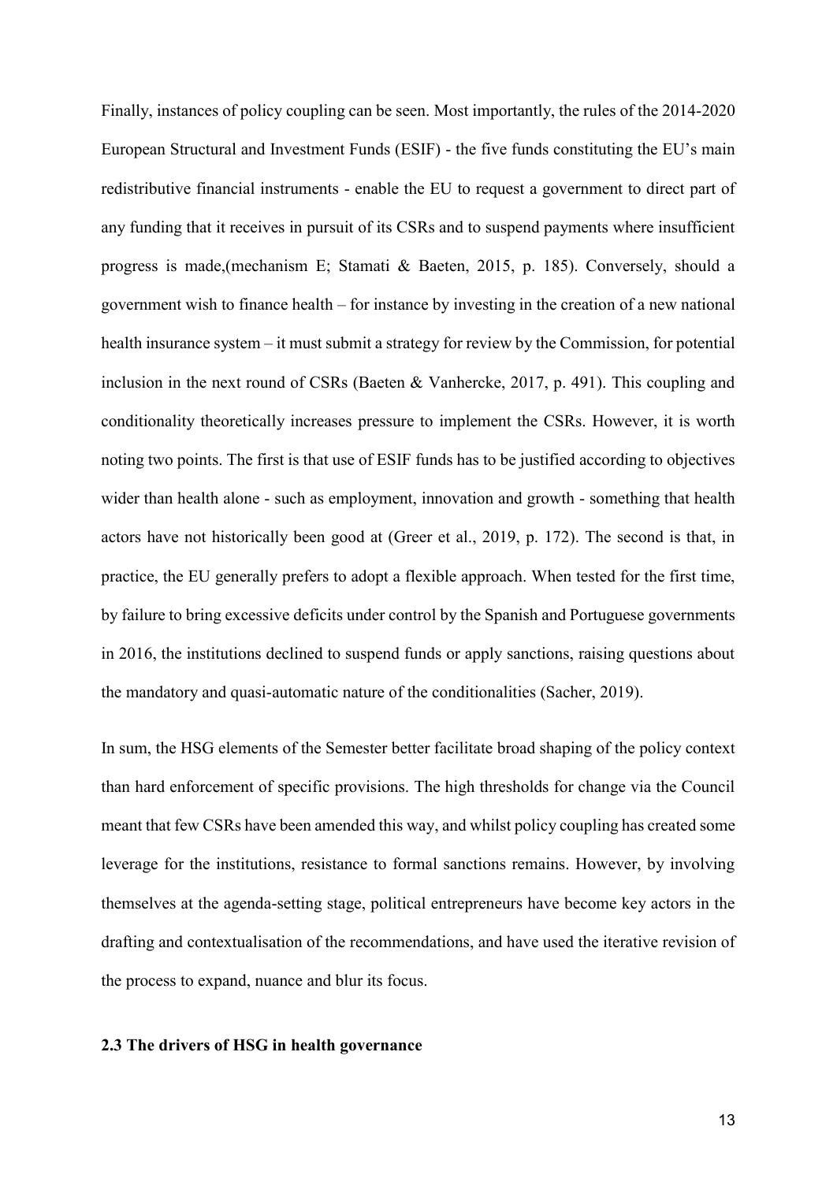Finally, instances of policy coupling can be seen. Most importantly, the rules of the 2014-2020 European Structural and Investment Funds (ESIF) - the five funds constituting the EU's main redistributive financial instruments - enable the EU to request a government to direct part of any funding that it receives in pursuit of its CSRs and to suspend payments where insufficient progress is made,(mechanism E; Stamati & Baeten, 2015, p. 185). Conversely, should a government wish to finance health – for instance by investing in the creation of a new national health insurance system – it must submit a strategy for review by the Commission, for potential inclusion in the next round of CSRs (Baeten & Vanhercke, 2017, p. 491). This coupling and conditionality theoretically increases pressure to implement the CSRs. However, it is worth noting two points. The first is that use of ESIF funds has to be justified according to objectives wider than health alone - such as employment, innovation and growth - something that health actors have not historically been good at (Greer et al., 2019, p. 172). The second is that, in practice, the EU generally prefers to adopt a flexible approach. When tested for the first time, by failure to bring excessive deficits under control by the Spanish and Portuguese governments in 2016, the institutions declined to suspend funds or apply sanctions, raising questions about the mandatory and quasi-automatic nature of the conditionalities (Sacher, 2019).

In sum, the HSG elements of the Semester better facilitate broad shaping of the policy context than hard enforcement of specific provisions. The high thresholds for change via the Council meant that few CSRs have been amended this way, and whilst policy coupling has created some leverage for the institutions, resistance to formal sanctions remains. However, by involving themselves at the agenda-setting stage, political entrepreneurs have become key actors in the drafting and contextualisation of the recommendations, and have used the iterative revision of the process to expand, nuance and blur its focus.

### 2.3 The drivers of HSG in health governance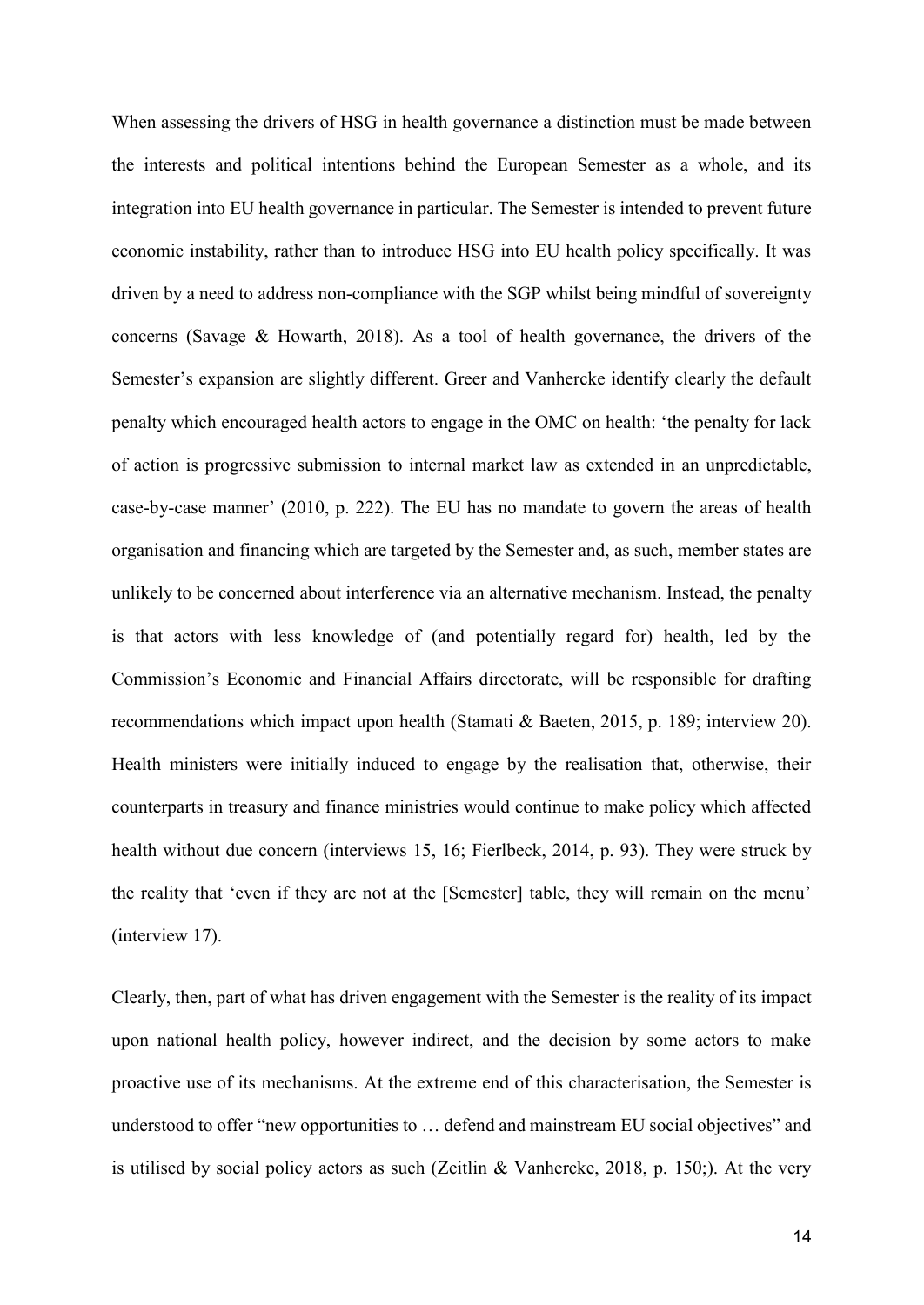When assessing the drivers of HSG in health governance a distinction must be made between the interests and political intentions behind the European Semester as a whole, and its integration into EU health governance in particular. The Semester is intended to prevent future economic instability, rather than to introduce HSG into EU health policy specifically. It was driven by a need to address non-compliance with the SGP whilst being mindful of sovereignty concerns (Savage & Howarth, 2018). As a tool of health governance, the drivers of the Semester's expansion are slightly different. Greer and Vanhercke identify clearly the default penalty which encouraged health actors to engage in the OMC on health: 'the penalty for lack of action is progressive submission to internal market law as extended in an unpredictable, case-by-case manner' (2010, p. 222). The EU has no mandate to govern the areas of health organisation and financing which are targeted by the Semester and, as such, member states are unlikely to be concerned about interference via an alternative mechanism. Instead, the penalty is that actors with less knowledge of (and potentially regard for) health, led by the Commission's Economic and Financial Affairs directorate, will be responsible for drafting recommendations which impact upon health (Stamati & Baeten, 2015, p. 189; interview 20). Health ministers were initially induced to engage by the realisation that, otherwise, their counterparts in treasury and finance ministries would continue to make policy which affected health without due concern (interviews 15, 16; Fierlbeck, 2014, p. 93). They were struck by the reality that 'even if they are not at the [Semester] table, they will remain on the menu' (interview 17).

Clearly, then, part of what has driven engagement with the Semester is the reality of its impact upon national health policy, however indirect, and the decision by some actors to make proactive use of its mechanisms. At the extreme end of this characterisation, the Semester is understood to offer "new opportunities to … defend and mainstream EU social objectives" and is utilised by social policy actors as such (Zeitlin & Vanhercke, 2018, p. 150;). At the very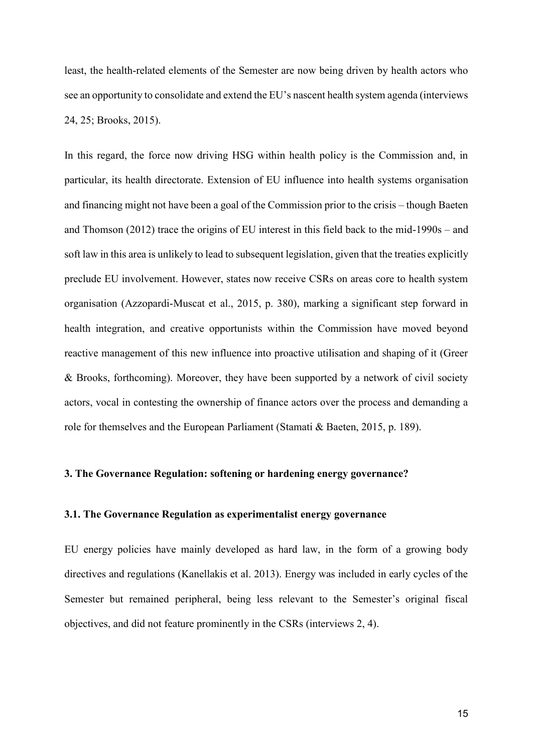least, the health-related elements of the Semester are now being driven by health actors who see an opportunity to consolidate and extend the EU's nascent health system agenda (interviews 24, 25; Brooks, 2015).

In this regard, the force now driving HSG within health policy is the Commission and, in particular, its health directorate. Extension of EU influence into health systems organisation and financing might not have been a goal of the Commission prior to the crisis – though Baeten and Thomson (2012) trace the origins of EU interest in this field back to the mid-1990s – and soft law in this area is unlikely to lead to subsequent legislation, given that the treaties explicitly preclude EU involvement. However, states now receive CSRs on areas core to health system organisation (Azzopardi-Muscat et al., 2015, p. 380), marking a significant step forward in health integration, and creative opportunists within the Commission have moved beyond reactive management of this new influence into proactive utilisation and shaping of it (Greer & Brooks, forthcoming). Moreover, they have been supported by a network of civil society actors, vocal in contesting the ownership of finance actors over the process and demanding a role for themselves and the European Parliament (Stamati & Baeten, 2015, p. 189).

## 3. The Governance Regulation: softening or hardening energy governance?

### 3.1. The Governance Regulation as experimentalist energy governance

EU energy policies have mainly developed as hard law, in the form of a growing body directives and regulations (Kanellakis et al. 2013). Energy was included in early cycles of the Semester but remained peripheral, being less relevant to the Semester's original fiscal objectives, and did not feature prominently in the CSRs (interviews 2, 4).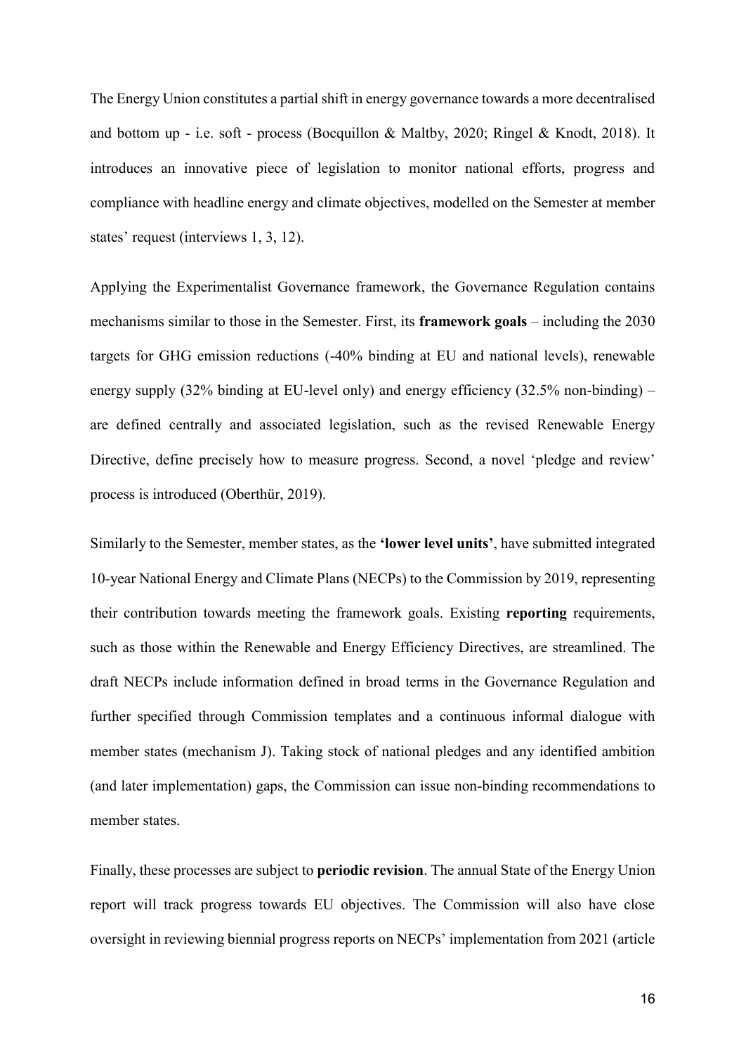The Energy Union constitutes a partial shift in energy governance towards a more decentralised and bottom up - i.e. soft - process (Bocquillon & Maltby, 2020; Ringel & Knodt, 2018). It introduces an innovative piece of legislation to monitor national efforts, progress and compliance with headline energy and climate objectives, modelled on the Semester at member states' request (interviews 1, 3, 12).

Applying the Experimentalist Governance framework, the Governance Regulation contains mechanisms similar to those in the Semester. First, its **framework goals** – including the 2030 targets for GHG emission reductions (-40% binding at EU and national levels), renewable energy supply (32% binding at EU-level only) and energy efficiency (32.5% non-binding) – are defined centrally and associated legislation, such as the revised Renewable Energy Directive, define precisely how to measure progress. Second, a novel 'pledge and review' process is introduced (Oberthür, 2019).

Similarly to the Semester, member states, as the **'lower level units'**, have submitted integrated 10-year National Energy and Climate Plans (NECPs) to the Commission by 2019, representing their contribution towards meeting the framework goals. Existing **reporting** requirements, such as those within the Renewable and Energy Efficiency Directives, are streamlined. The draft NECPs include information defined in broad terms in the Governance Regulation and further specified through Commission templates and a continuous informal dialogue with member states (mechanism J). Taking stock of national pledges and any identified ambition (and later implementation) gaps, the Commission can issue non-binding recommendations to member states.

Finally, these processes are subject to **periodic revision**. The annual State of the Energy Union report will track progress towards EU objectives. The Commission will also have close oversight in reviewing biennial progress reports on NECPs' implementation from 2021 (article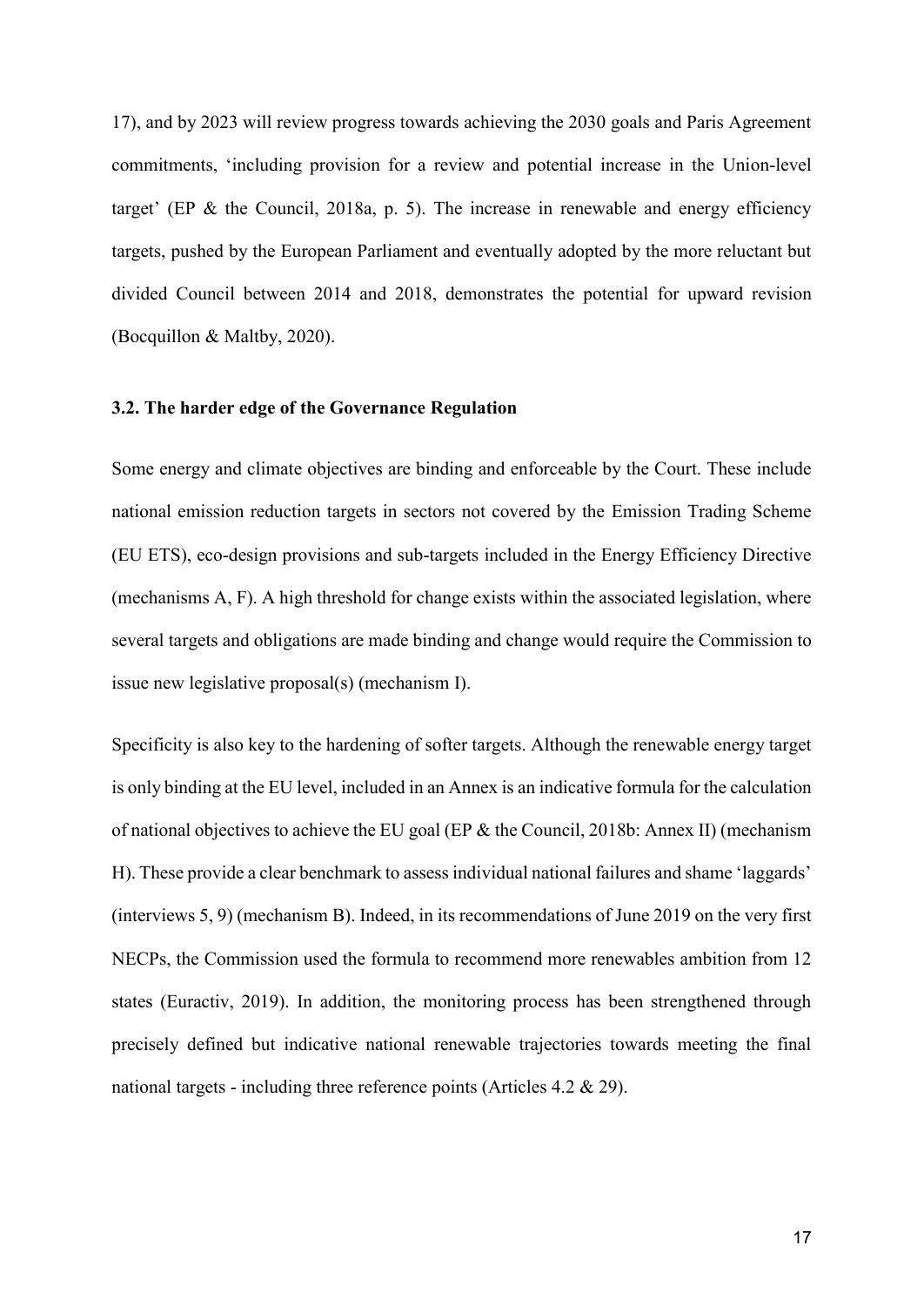17), and by 2023 will review progress towards achieving the 2030 goals and Paris Agreement commitments, 'including provision for a review and potential increase in the Union-level target' (EP & the Council, 2018a, p. 5). The increase in renewable and energy efficiency targets, pushed by the European Parliament and eventually adopted by the more reluctant but divided Council between 2014 and 2018, demonstrates the potential for upward revision (Bocquillon & Maltby, 2020).

### 3.2. The harder edge of the Governance Regulation

Some energy and climate objectives are binding and enforceable by the Court. These include national emission reduction targets in sectors not covered by the Emission Trading Scheme (EU ETS), eco-design provisions and sub-targets included in the Energy Efficiency Directive (mechanisms A, F). A high threshold for change exists within the associated legislation, where several targets and obligations are made binding and change would require the Commission to issue new legislative proposal(s) (mechanism I).

Specificity is also key to the hardening of softer targets. Although the renewable energy target is only binding at the EU level, included in an Annex is an indicative formula for the calculation of national objectives to achieve the EU goal (EP & the Council, 2018b: Annex II) (mechanism H). These provide a clear benchmark to assess individual national failures and shame 'laggards' (interviews 5, 9) (mechanism B). Indeed, in its recommendations of June 2019 on the very first NECPs, the Commission used the formula to recommend more renewables ambition from 12 states (Euractiv, 2019). In addition, the monitoring process has been strengthened through precisely defined but indicative national renewable trajectories towards meeting the final national targets - including three reference points (Articles 4.2 & 29).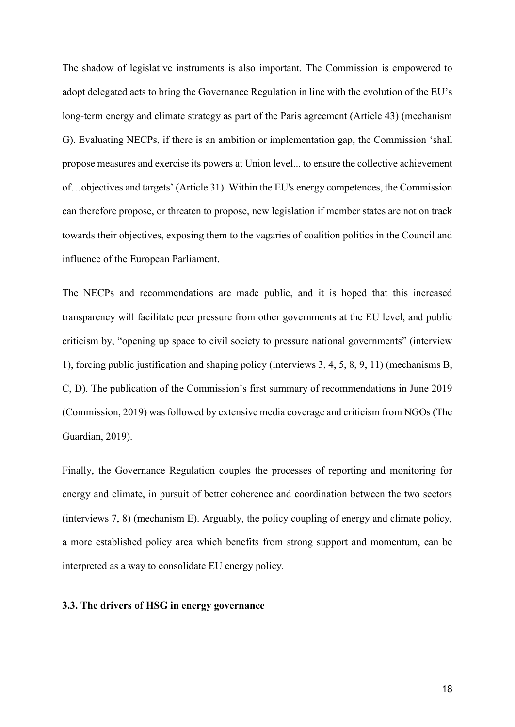The shadow of legislative instruments is also important. The Commission is empowered to adopt delegated acts to bring the Governance Regulation in line with the evolution of the EU's long-term energy and climate strategy as part of the Paris agreement (Article 43) (mechanism G). Evaluating NECPs, if there is an ambition or implementation gap, the Commission 'shall propose measures and exercise its powers at Union level... to ensure the collective achievement of…objectives and targets' (Article 31). Within the EU's energy competences, the Commission can therefore propose, or threaten to propose, new legislation if member states are not on track towards their objectives, exposing them to the vagaries of coalition politics in the Council and influence of the European Parliament.

The NECPs and recommendations are made public, and it is hoped that this increased transparency will facilitate peer pressure from other governments at the EU level, and public criticism by, "opening up space to civil society to pressure national governments" (interview 1), forcing public justification and shaping policy (interviews 3, 4, 5, 8, 9, 11) (mechanisms B, C, D). The publication of the Commission's first summary of recommendations in June 2019 (Commission, 2019) was followed by extensive media coverage and criticism from NGOs (The Guardian, 2019).

Finally, the Governance Regulation couples the processes of reporting and monitoring for energy and climate, in pursuit of better coherence and coordination between the two sectors (interviews 7, 8) (mechanism E). Arguably, the policy coupling of energy and climate policy, a more established policy area which benefits from strong support and momentum, can be interpreted as a way to consolidate EU energy policy.

### 3.3. The drivers of HSG in energy governance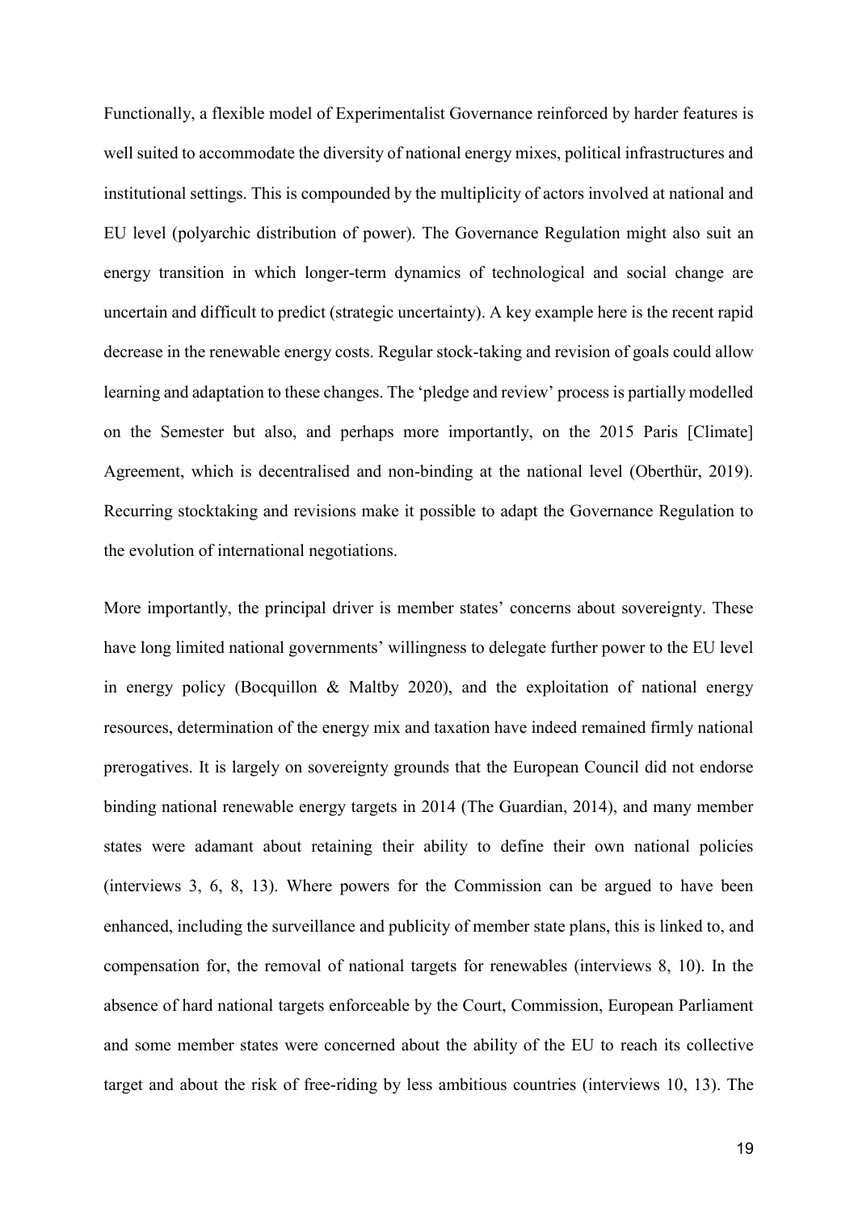Functionally, a flexible model of Experimentalist Governance reinforced by harder features is well suited to accommodate the diversity of national energy mixes, political infrastructures and institutional settings. This is compounded by the multiplicity of actors involved at national and EU level (polyarchic distribution of power). The Governance Regulation might also suit an energy transition in which longer-term dynamics of technological and social change are uncertain and difficult to predict (strategic uncertainty). A key example here is the recent rapid decrease in the renewable energy costs. Regular stock-taking and revision of goals could allow learning and adaptation to these changes. The 'pledge and review' process is partially modelled on the Semester but also, and perhaps more importantly, on the 2015 Paris [Climate] Agreement, which is decentralised and non-binding at the national level (Oberthür, 2019). Recurring stocktaking and revisions make it possible to adapt the Governance Regulation to the evolution of international negotiations.

More importantly, the principal driver is member states' concerns about sovereignty. These have long limited national governments' willingness to delegate further power to the EU level in energy policy (Bocquillon & Maltby 2020), and the exploitation of national energy resources, determination of the energy mix and taxation have indeed remained firmly national prerogatives. It is largely on sovereignty grounds that the European Council did not endorse binding national renewable energy targets in 2014 (The Guardian, 2014), and many member states were adamant about retaining their ability to define their own national policies (interviews 3, 6, 8, 13). Where powers for the Commission can be argued to have been enhanced, including the surveillance and publicity of member state plans, this is linked to, and compensation for, the removal of national targets for renewables (interviews 8, 10). In the absence of hard national targets enforceable by the Court, Commission, European Parliament and some member states were concerned about the ability of the EU to reach its collective target and about the risk of free-riding by less ambitious countries (interviews 10, 13). The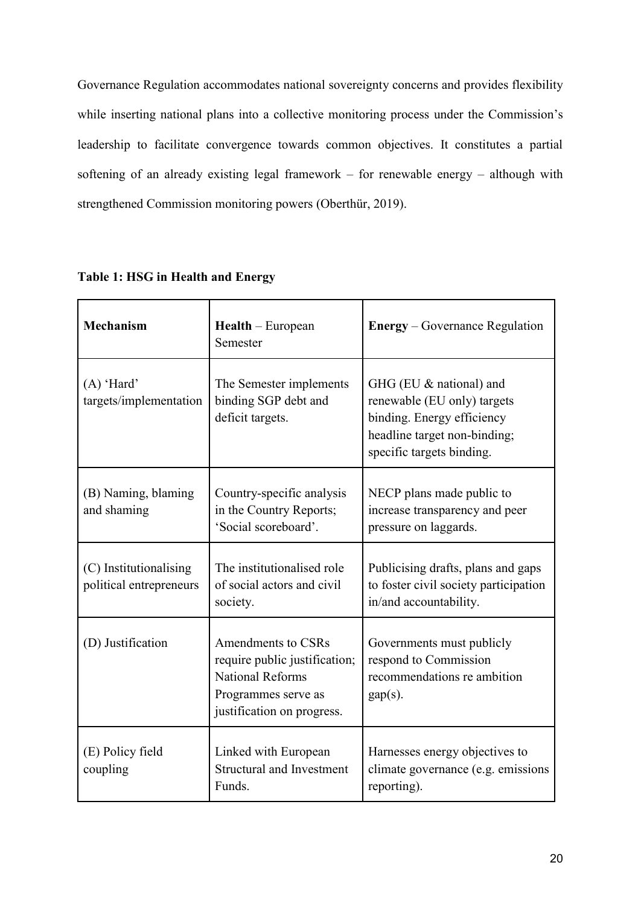Governance Regulation accommodates national sovereignty concerns and provides flexibility while inserting national plans into a collective monitoring process under the Commission's leadership to facilitate convergence towards common objectives. It constitutes a partial softening of an already existing legal framework – for renewable energy – although with strengthened Commission monitoring powers (Oberthür, 2019).

**Table 1: HSG in Health and Energy**

| **Mechanism** | **Health** – European Semester | **Energy** – Governance Regulation |
| --- | --- | --- |
| (A) 'Hard' targets/implementation | The Semester implements binding SGP debt and deficit targets. | GHG (EU & national) and renewable (EU only) targets binding. Energy efficiency headline target non-binding; specific targets binding. |
| (B) Naming, blaming and shaming | Country-specific analysis in the Country Reports; 'Social scoreboard'. | NECP plans made public to increase transparency and peer pressure on laggards. |
| (C) Institutionalising political entrepreneurs | The institutionalised role of social actors and civil society. | Publicising drafts, plans and gaps to foster civil society participation in/and accountability. |
| (D) Justification | Amendments to CSRs require public justification; National Reforms Programmes serve as justification on progress. | Governments must publicly respond to Commission recommendations re ambition gap(s). |
| (E) Policy field coupling | Linked with European Structural and Investment Funds. | Harnesses energy objectives to climate governance (e.g. emissions reporting). |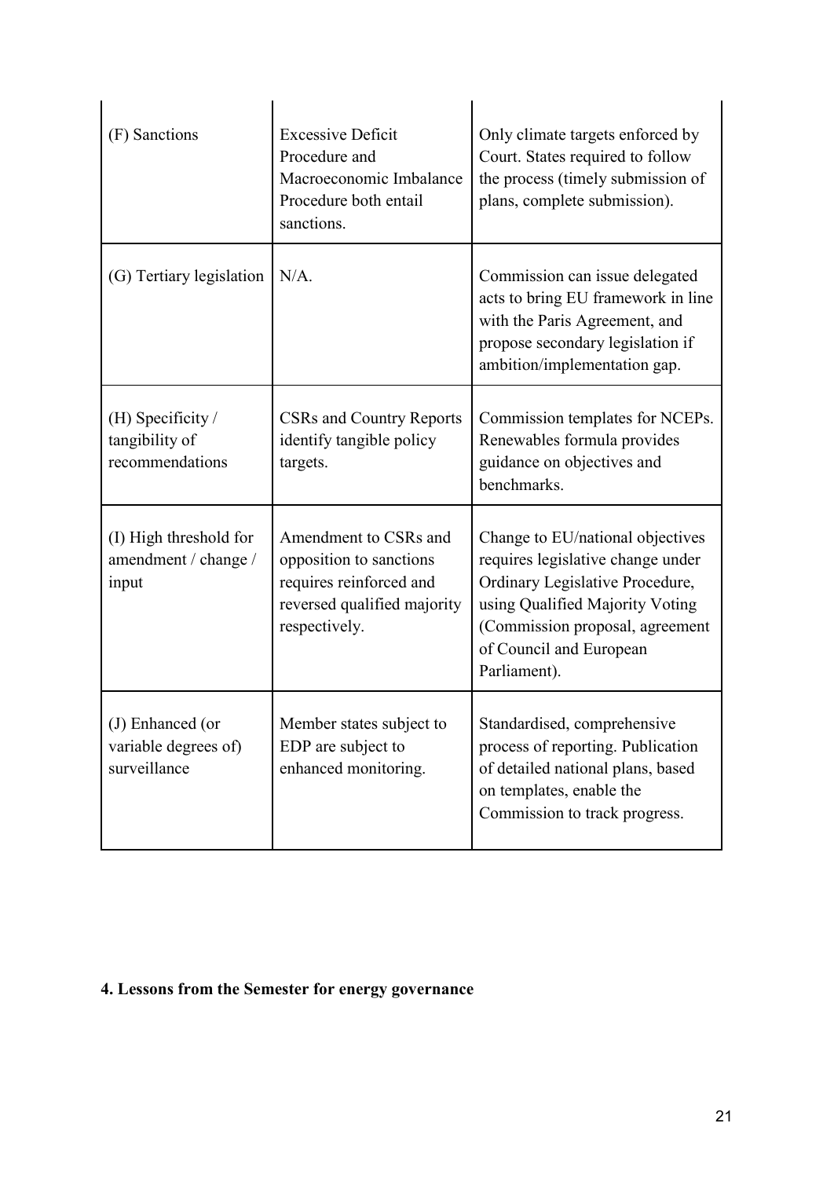| | | |
|---|---|---|
| (F) Sanctions | Excessive Deficit Procedure and Macroeconomic Imbalance Procedure both entail sanctions. | Only climate targets enforced by Court. States required to follow the process (timely submission of plans, complete submission). |
| (G) Tertiary legislation | N/A. | Commission can issue delegated acts to bring EU framework in line with the Paris Agreement, and propose secondary legislation if ambition/implementation gap. |
| (H) Specificity / tangibility of recommendations | CSRs and Country Reports identify tangible policy targets. | Commission templates for NCEPs. Renewables formula provides guidance on objectives and benchmarks. |
| (I) High threshold for amendment / change / input | Amendment to CSRs and opposition to sanctions requires reinforced and reversed qualified majority respectively. | Change to EU/national objectives requires legislative change under Ordinary Legislative Procedure, using Qualified Majority Voting (Commission proposal, agreement of Council and European Parliament). |
| (J) Enhanced (or variable degrees of) surveillance | Member states subject to EDP are subject to enhanced monitoring. | Standardised, comprehensive process of reporting. Publication of detailed national plans, based on templates, enable the Commission to track progress. |

**4. Lessons from the Semester for energy governance**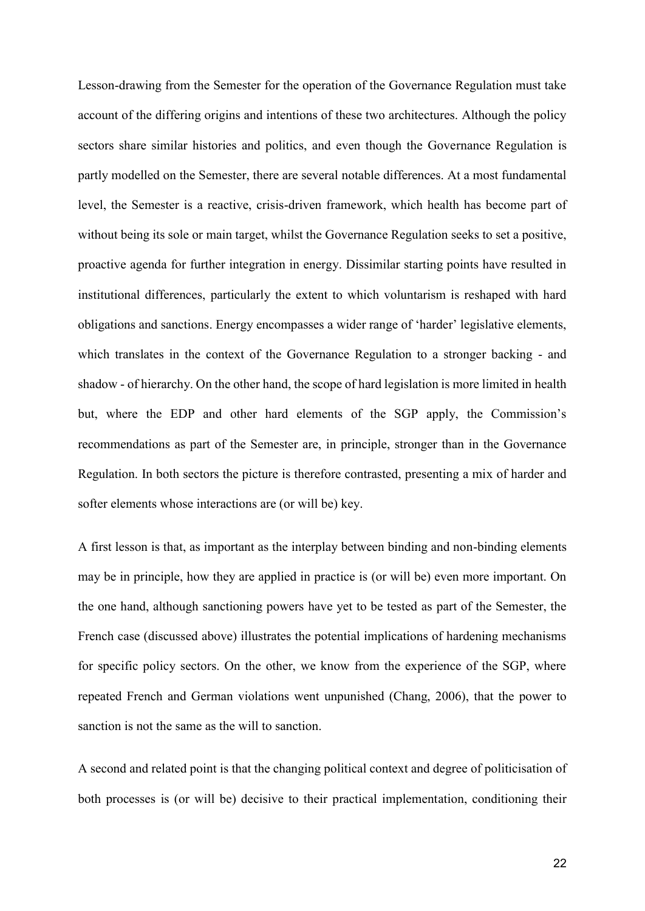Lesson-drawing from the Semester for the operation of the Governance Regulation must take account of the differing origins and intentions of these two architectures. Although the policy sectors share similar histories and politics, and even though the Governance Regulation is partly modelled on the Semester, there are several notable differences. At a most fundamental level, the Semester is a reactive, crisis-driven framework, which health has become part of without being its sole or main target, whilst the Governance Regulation seeks to set a positive, proactive agenda for further integration in energy. Dissimilar starting points have resulted in institutional differences, particularly the extent to which voluntarism is reshaped with hard obligations and sanctions. Energy encompasses a wider range of 'harder' legislative elements, which translates in the context of the Governance Regulation to a stronger backing - and shadow - of hierarchy. On the other hand, the scope of hard legislation is more limited in health but, where the EDP and other hard elements of the SGP apply, the Commission's recommendations as part of the Semester are, in principle, stronger than in the Governance Regulation. In both sectors the picture is therefore contrasted, presenting a mix of harder and softer elements whose interactions are (or will be) key.

A first lesson is that, as important as the interplay between binding and non-binding elements may be in principle, how they are applied in practice is (or will be) even more important. On the one hand, although sanctioning powers have yet to be tested as part of the Semester, the French case (discussed above) illustrates the potential implications of hardening mechanisms for specific policy sectors. On the other, we know from the experience of the SGP, where repeated French and German violations went unpunished (Chang, 2006), that the power to sanction is not the same as the will to sanction.

A second and related point is that the changing political context and degree of politicisation of both processes is (or will be) decisive to their practical implementation, conditioning their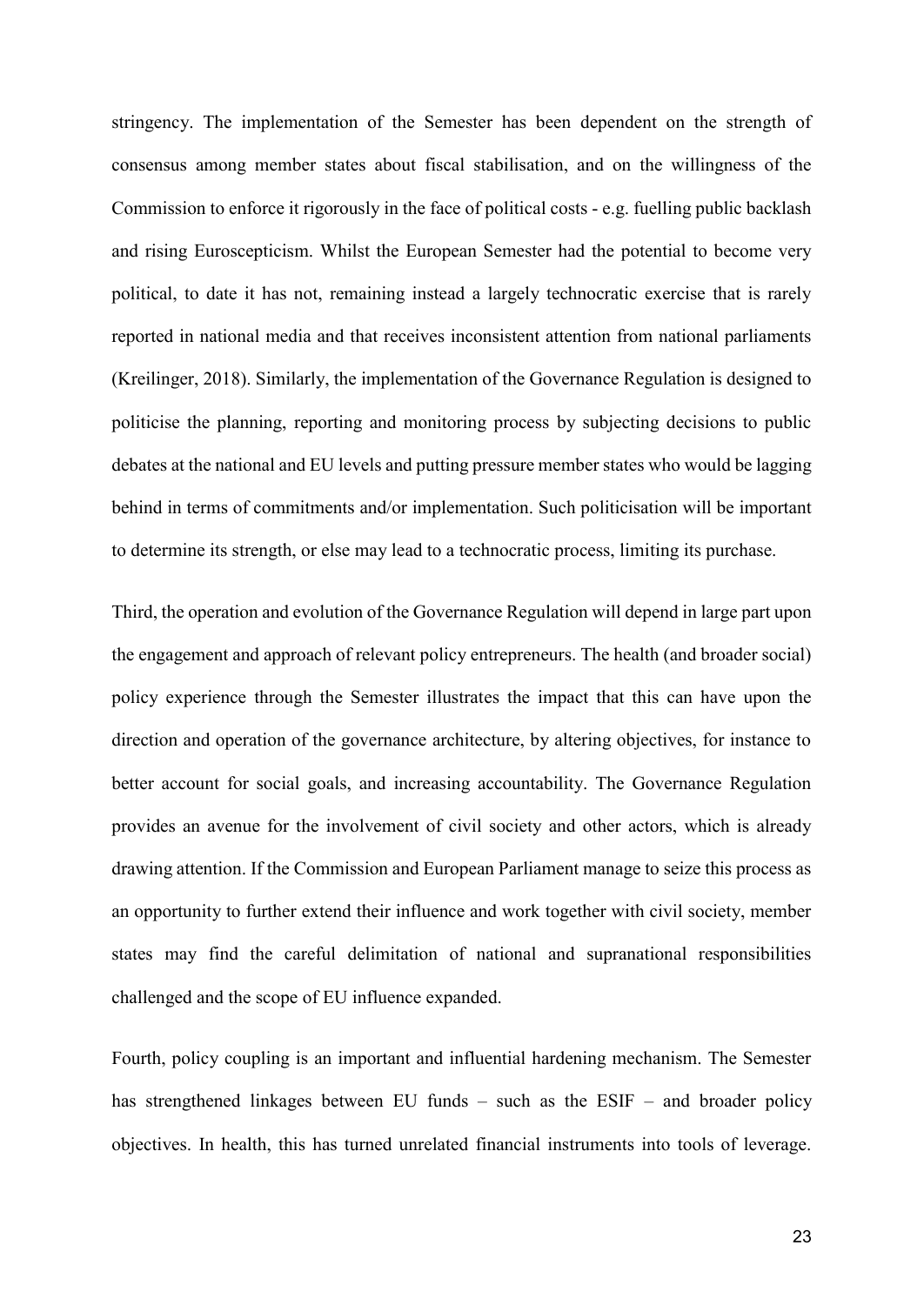stringency. The implementation of the Semester has been dependent on the strength of consensus among member states about fiscal stabilisation, and on the willingness of the Commission to enforce it rigorously in the face of political costs - e.g. fuelling public backlash and rising Euroscepticism. Whilst the European Semester had the potential to become very political, to date it has not, remaining instead a largely technocratic exercise that is rarely reported in national media and that receives inconsistent attention from national parliaments (Kreilinger, 2018). Similarly, the implementation of the Governance Regulation is designed to politicise the planning, reporting and monitoring process by subjecting decisions to public debates at the national and EU levels and putting pressure member states who would be lagging behind in terms of commitments and/or implementation. Such politicisation will be important to determine its strength, or else may lead to a technocratic process, limiting its purchase.

Third, the operation and evolution of the Governance Regulation will depend in large part upon the engagement and approach of relevant policy entrepreneurs. The health (and broader social) policy experience through the Semester illustrates the impact that this can have upon the direction and operation of the governance architecture, by altering objectives, for instance to better account for social goals, and increasing accountability. The Governance Regulation provides an avenue for the involvement of civil society and other actors, which is already drawing attention. If the Commission and European Parliament manage to seize this process as an opportunity to further extend their influence and work together with civil society, member states may find the careful delimitation of national and supranational responsibilities challenged and the scope of EU influence expanded.

Fourth, policy coupling is an important and influential hardening mechanism. The Semester has strengthened linkages between EU funds – such as the ESIF – and broader policy objectives. In health, this has turned unrelated financial instruments into tools of leverage.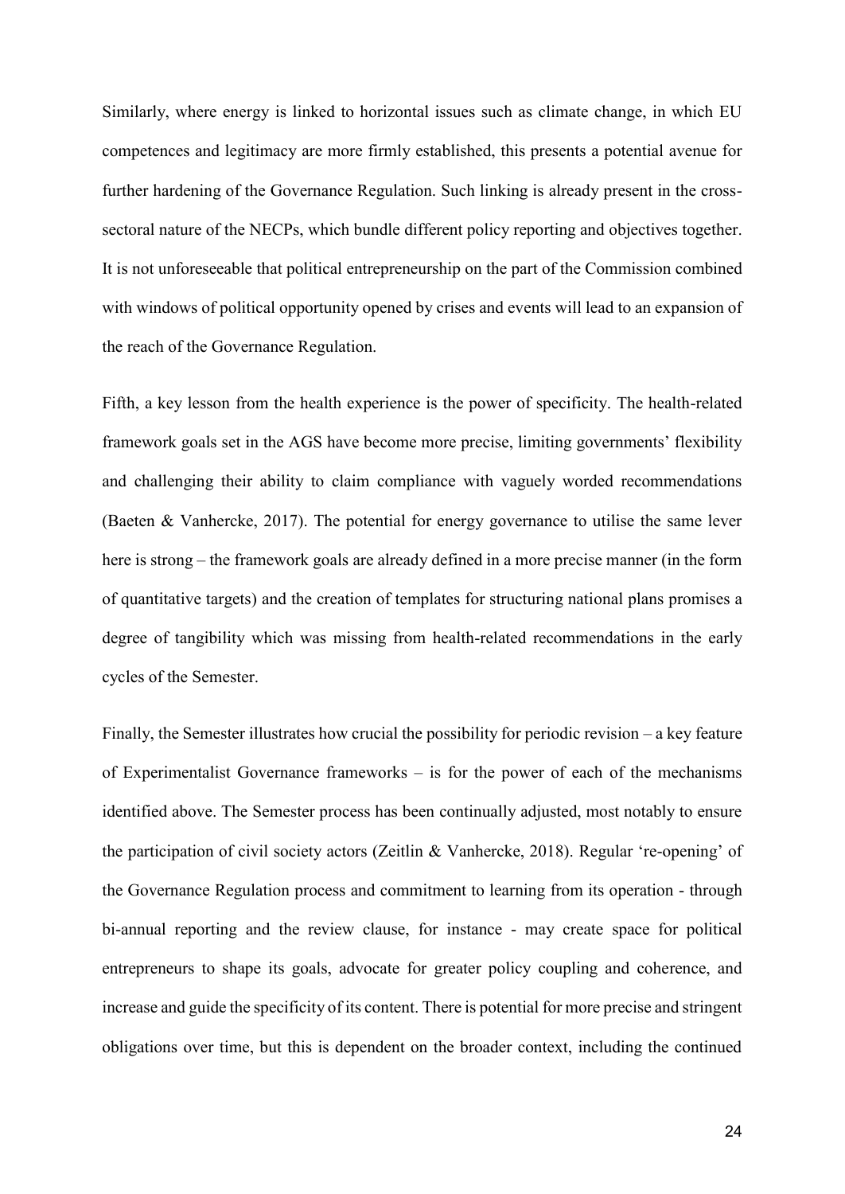Similarly, where energy is linked to horizontal issues such as climate change, in which EU competences and legitimacy are more firmly established, this presents a potential avenue for further hardening of the Governance Regulation. Such linking is already present in the cross-sectoral nature of the NECPs, which bundle different policy reporting and objectives together. It is not unforeseeable that political entrepreneurship on the part of the Commission combined with windows of political opportunity opened by crises and events will lead to an expansion of the reach of the Governance Regulation.

Fifth, a key lesson from the health experience is the power of specificity. The health-related framework goals set in the AGS have become more precise, limiting governments' flexibility and challenging their ability to claim compliance with vaguely worded recommendations (Baeten & Vanhercke, 2017). The potential for energy governance to utilise the same lever here is strong – the framework goals are already defined in a more precise manner (in the form of quantitative targets) and the creation of templates for structuring national plans promises a degree of tangibility which was missing from health-related recommendations in the early cycles of the Semester.

Finally, the Semester illustrates how crucial the possibility for periodic revision – a key feature of Experimentalist Governance frameworks – is for the power of each of the mechanisms identified above. The Semester process has been continually adjusted, most notably to ensure the participation of civil society actors (Zeitlin & Vanhercke, 2018). Regular 're-opening' of the Governance Regulation process and commitment to learning from its operation - through bi-annual reporting and the review clause, for instance - may create space for political entrepreneurs to shape its goals, advocate for greater policy coupling and coherence, and increase and guide the specificity of its content. There is potential for more precise and stringent obligations over time, but this is dependent on the broader context, including the continued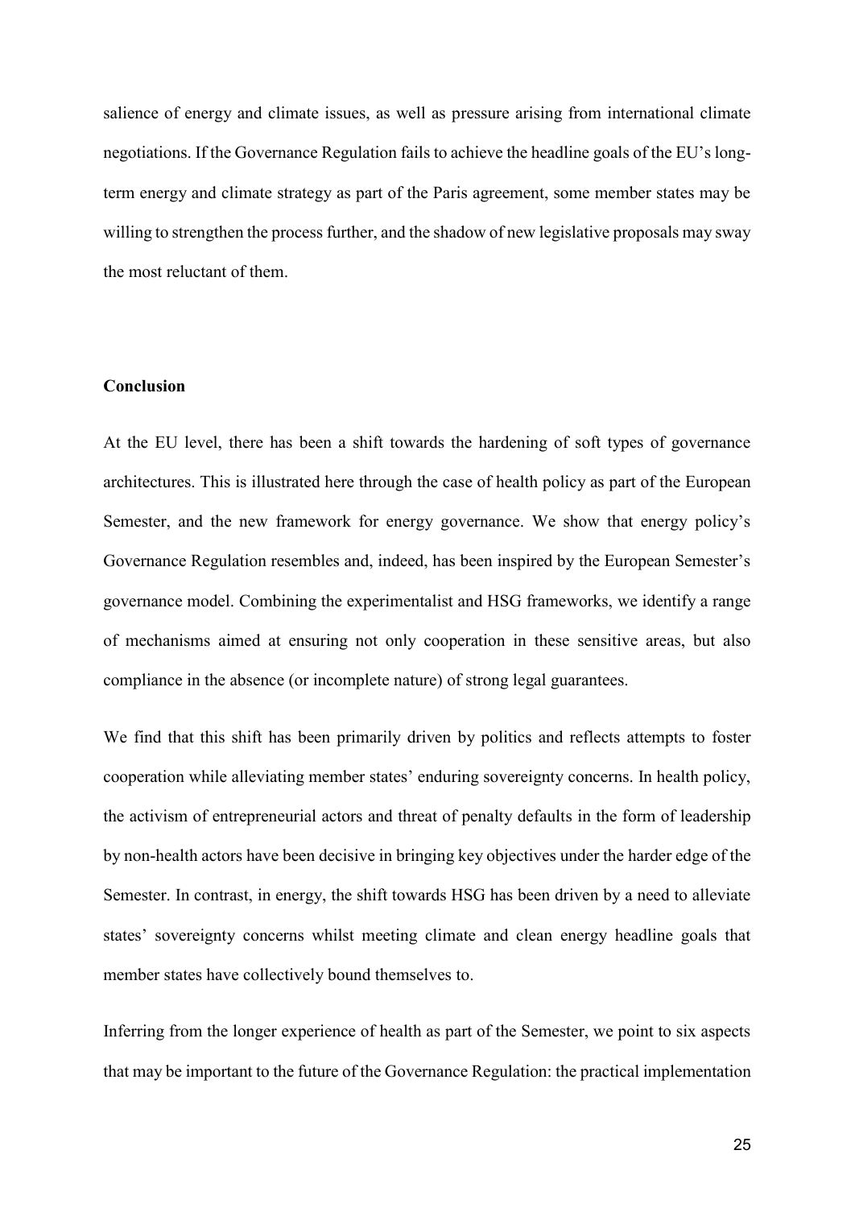salience of energy and climate issues, as well as pressure arising from international climate negotiations. If the Governance Regulation fails to achieve the headline goals of the EU's long-term energy and climate strategy as part of the Paris agreement, some member states may be willing to strengthen the process further, and the shadow of new legislative proposals may sway the most reluctant of them.

## Conclusion

At the EU level, there has been a shift towards the hardening of soft types of governance architectures. This is illustrated here through the case of health policy as part of the European Semester, and the new framework for energy governance. We show that energy policy's Governance Regulation resembles and, indeed, has been inspired by the European Semester's governance model. Combining the experimentalist and HSG frameworks, we identify a range of mechanisms aimed at ensuring not only cooperation in these sensitive areas, but also compliance in the absence (or incomplete nature) of strong legal guarantees.

We find that this shift has been primarily driven by politics and reflects attempts to foster cooperation while alleviating member states' enduring sovereignty concerns. In health policy, the activism of entrepreneurial actors and threat of penalty defaults in the form of leadership by non-health actors have been decisive in bringing key objectives under the harder edge of the Semester. In contrast, in energy, the shift towards HSG has been driven by a need to alleviate states' sovereignty concerns whilst meeting climate and clean energy headline goals that member states have collectively bound themselves to.

Inferring from the longer experience of health as part of the Semester, we point to six aspects that may be important to the future of the Governance Regulation: the practical implementation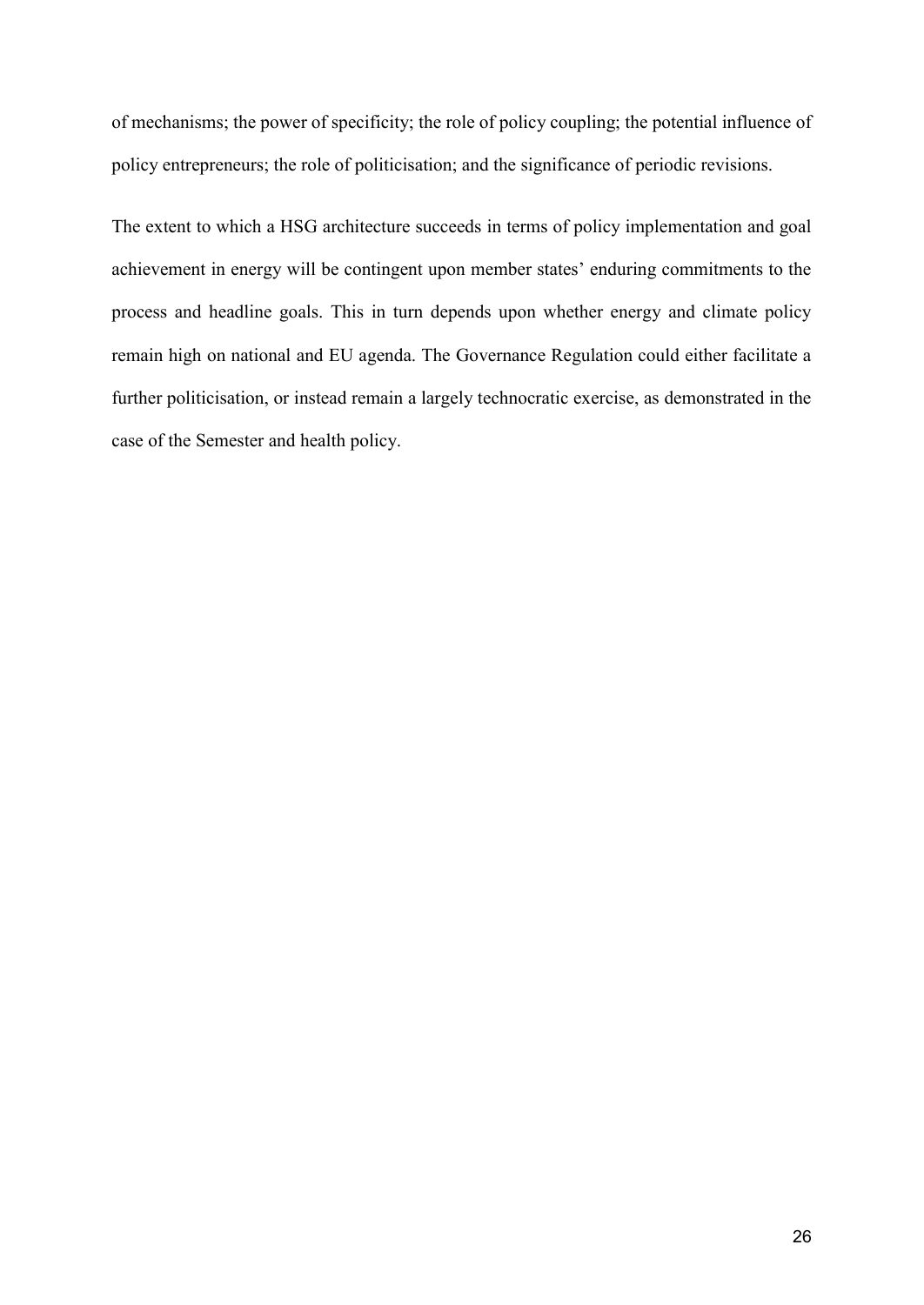of mechanisms; the power of specificity; the role of policy coupling; the potential influence of policy entrepreneurs; the role of politicisation; and the significance of periodic revisions.

The extent to which a HSG architecture succeeds in terms of policy implementation and goal achievement in energy will be contingent upon member states' enduring commitments to the process and headline goals. This in turn depends upon whether energy and climate policy remain high on national and EU agenda. The Governance Regulation could either facilitate a further politicisation, or instead remain a largely technocratic exercise, as demonstrated in the case of the Semester and health policy.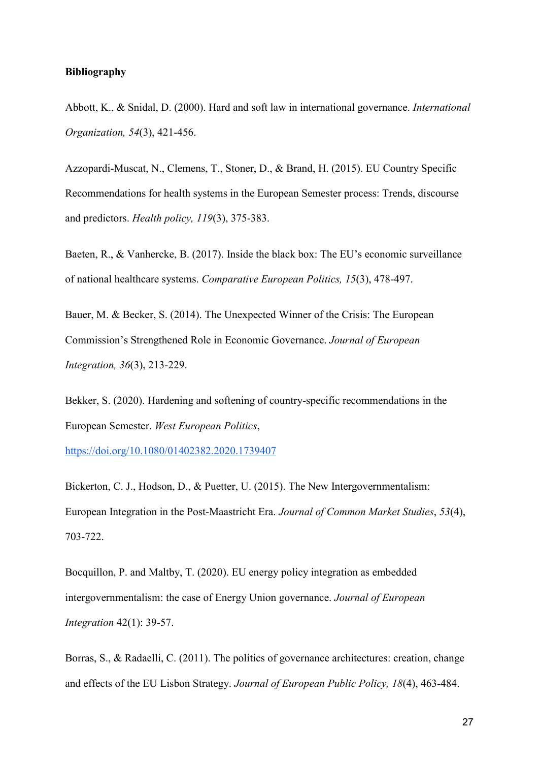**Bibliography**

Abbott, K., & Snidal, D. (2000). Hard and soft law in international governance. *International Organization, 54*(3), 421-456.

Azzopardi-Muscat, N., Clemens, T., Stoner, D., & Brand, H. (2015). EU Country Specific Recommendations for health systems in the European Semester process: Trends, discourse and predictors. *Health policy, 119*(3), 375-383.

Baeten, R., & Vanhercke, B. (2017). Inside the black box: The EU's economic surveillance of national healthcare systems. *Comparative European Politics, 15*(3), 478-497.

Bauer, M. & Becker, S. (2014). The Unexpected Winner of the Crisis: The European Commission's Strengthened Role in Economic Governance. *Journal of European Integration, 36*(3), 213-229.

Bekker, S. (2020). Hardening and softening of country-specific recommendations in the European Semester. *West European Politics*, https://doi.org/10.1080/01402382.2020.1739407

Bickerton, C. J., Hodson, D., & Puetter, U. (2015). The New Intergovernmentalism: European Integration in the Post-Maastricht Era. *Journal of Common Market Studies*, *53*(4), 703-722.

Bocquillon, P. and Maltby, T. (2020). EU energy policy integration as embedded intergovernmentalism: the case of Energy Union governance. *Journal of European Integration* 42(1): 39-57.

Borras, S., & Radaelli, C. (2011). The politics of governance architectures: creation, change and effects of the EU Lisbon Strategy. *Journal of European Public Policy, 18*(4), 463-484.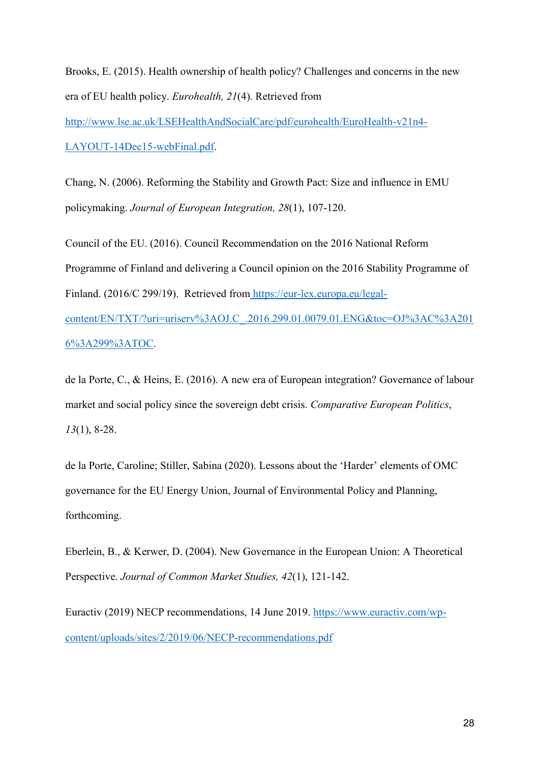Brooks, E. (2015). Health ownership of health policy? Challenges and concerns in the new era of EU health policy. *Eurohealth, 21*(4). Retrieved from http://www.lse.ac.uk/LSEHealthAndSocialCare/pdf/eurohealth/EuroHealth-v21n4-LAYOUT-14Dec15-webFinal.pdf.

Chang, N. (2006). Reforming the Stability and Growth Pact: Size and influence in EMU policymaking. *Journal of European Integration, 28*(1), 107-120.

Council of the EU. (2016). Council Recommendation on the 2016 National Reform Programme of Finland and delivering a Council opinion on the 2016 Stability Programme of Finland. (2016/C 299/19). Retrieved from https://eur-lex.europa.eu/legal-content/EN/TXT/?uri=uriserv%3AOJ.C_.2016.299.01.0079.01.ENG&toc=OJ%3AC%3A2016%3A299%3ATOC.

de la Porte, C., & Heins, E. (2016). A new era of European integration? Governance of labour market and social policy since the sovereign debt crisis. *Comparative European Politics*, *13*(1), 8-28.

de la Porte, Caroline; Stiller, Sabina (2020). Lessons about the 'Harder' elements of OMC governance for the EU Energy Union, Journal of Environmental Policy and Planning, forthcoming.

Eberlein, B., & Kerwer, D. (2004). New Governance in the European Union: A Theoretical Perspective. *Journal of Common Market Studies, 42*(1), 121-142.

Euractiv (2019) NECP recommendations, 14 June 2019. https://www.euractiv.com/wp-content/uploads/sites/2/2019/06/NECP-recommendations.pdf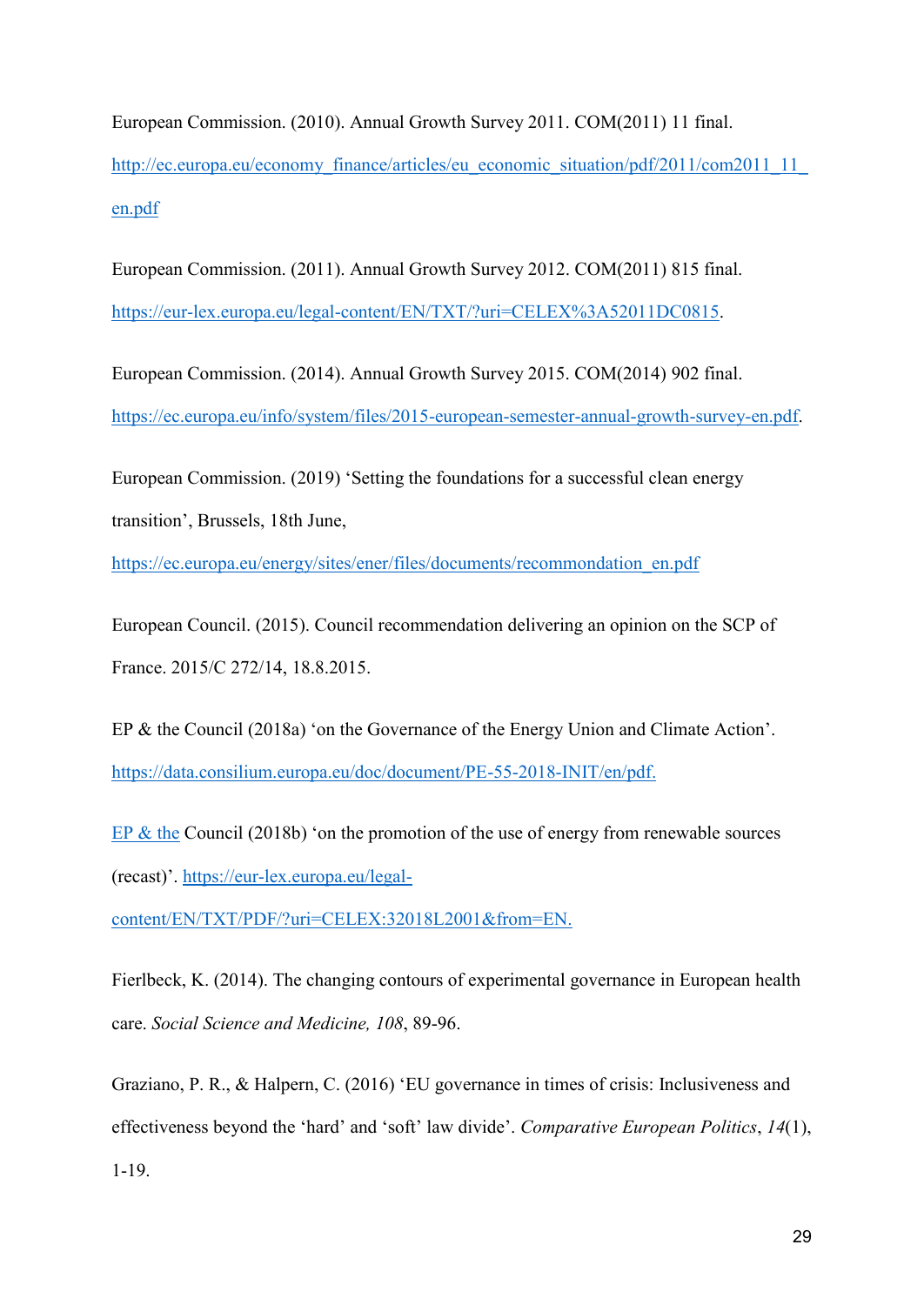European Commission. (2010). Annual Growth Survey 2011. COM(2011) 11 final. http://ec.europa.eu/economy_finance/articles/eu_economic_situation/pdf/2011/com2011_11_en.pdf

European Commission. (2011). Annual Growth Survey 2012. COM(2011) 815 final. https://eur-lex.europa.eu/legal-content/EN/TXT/?uri=CELEX%3A52011DC0815.

European Commission. (2014). Annual Growth Survey 2015. COM(2014) 902 final. https://ec.europa.eu/info/system/files/2015-european-semester-annual-growth-survey-en.pdf.

European Commission. (2019) 'Setting the foundations for a successful clean energy transition', Brussels, 18th June, https://ec.europa.eu/energy/sites/ener/files/documents/recommondation_en.pdf

European Council. (2015). Council recommendation delivering an opinion on the SCP of France. 2015/C 272/14, 18.8.2015.

EP & the Council (2018a) 'on the Governance of the Energy Union and Climate Action'. https://data.consilium.europa.eu/doc/document/PE-55-2018-INIT/en/pdf.

EP & the Council (2018b) 'on the promotion of the use of energy from renewable sources (recast)'. https://eur-lex.europa.eu/legal-content/EN/TXT/PDF/?uri=CELEX:32018L2001&from=EN.

Fierlbeck, K. (2014). The changing contours of experimental governance in European health care. *Social Science and Medicine, 108*, 89-96.

Graziano, P. R., & Halpern, C. (2016) 'EU governance in times of crisis: Inclusiveness and effectiveness beyond the 'hard' and 'soft' law divide'. *Comparative European Politics*, *14*(1), 1-19.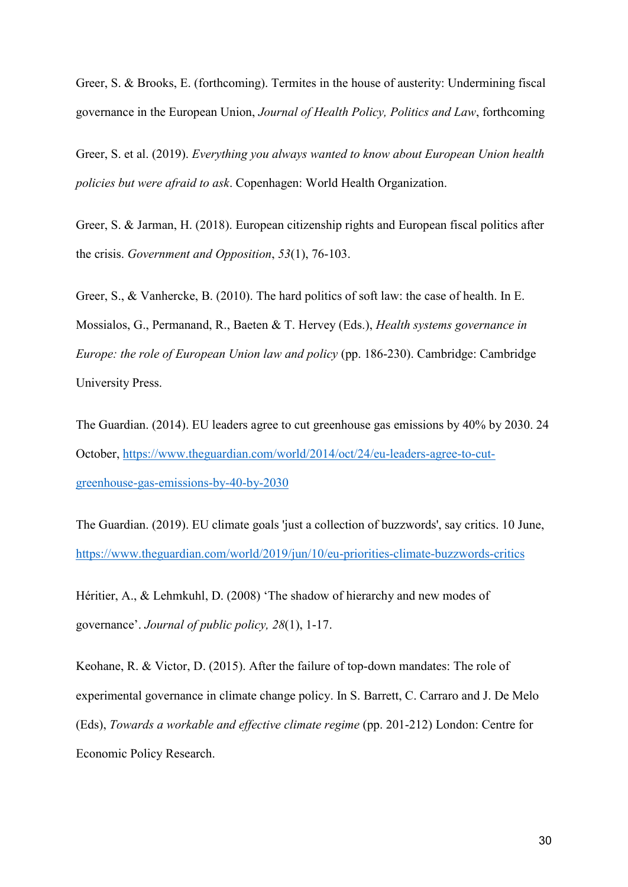Greer, S. & Brooks, E. (forthcoming). Termites in the house of austerity: Undermining fiscal governance in the European Union, *Journal of Health Policy, Politics and Law*, forthcoming

Greer, S. et al. (2019). *Everything you always wanted to know about European Union health policies but were afraid to ask*. Copenhagen: World Health Organization.

Greer, S. & Jarman, H. (2018). European citizenship rights and European fiscal politics after the crisis. *Government and Opposition*, *53*(1), 76-103.

Greer, S., & Vanhercke, B. (2010). The hard politics of soft law: the case of health. In E. Mossialos, G., Permanand, R., Baeten & T. Hervey (Eds.), *Health systems governance in Europe: the role of European Union law and policy* (pp. 186-230). Cambridge: Cambridge University Press.

The Guardian. (2014). EU leaders agree to cut greenhouse gas emissions by 40% by 2030. 24 October, https://www.theguardian.com/world/2014/oct/24/eu-leaders-agree-to-cut-greenhouse-gas-emissions-by-40-by-2030

The Guardian. (2019). EU climate goals 'just a collection of buzzwords', say critics. 10 June, https://www.theguardian.com/world/2019/jun/10/eu-priorities-climate-buzzwords-critics

Héritier, A., & Lehmkuhl, D. (2008) 'The shadow of hierarchy and new modes of governance'. *Journal of public policy, 28*(1), 1-17.

Keohane, R. & Victor, D. (2015). After the failure of top-down mandates: The role of experimental governance in climate change policy. In S. Barrett, C. Carraro and J. De Melo (Eds), *Towards a workable and effective climate regime* (pp. 201-212) London: Centre for Economic Policy Research.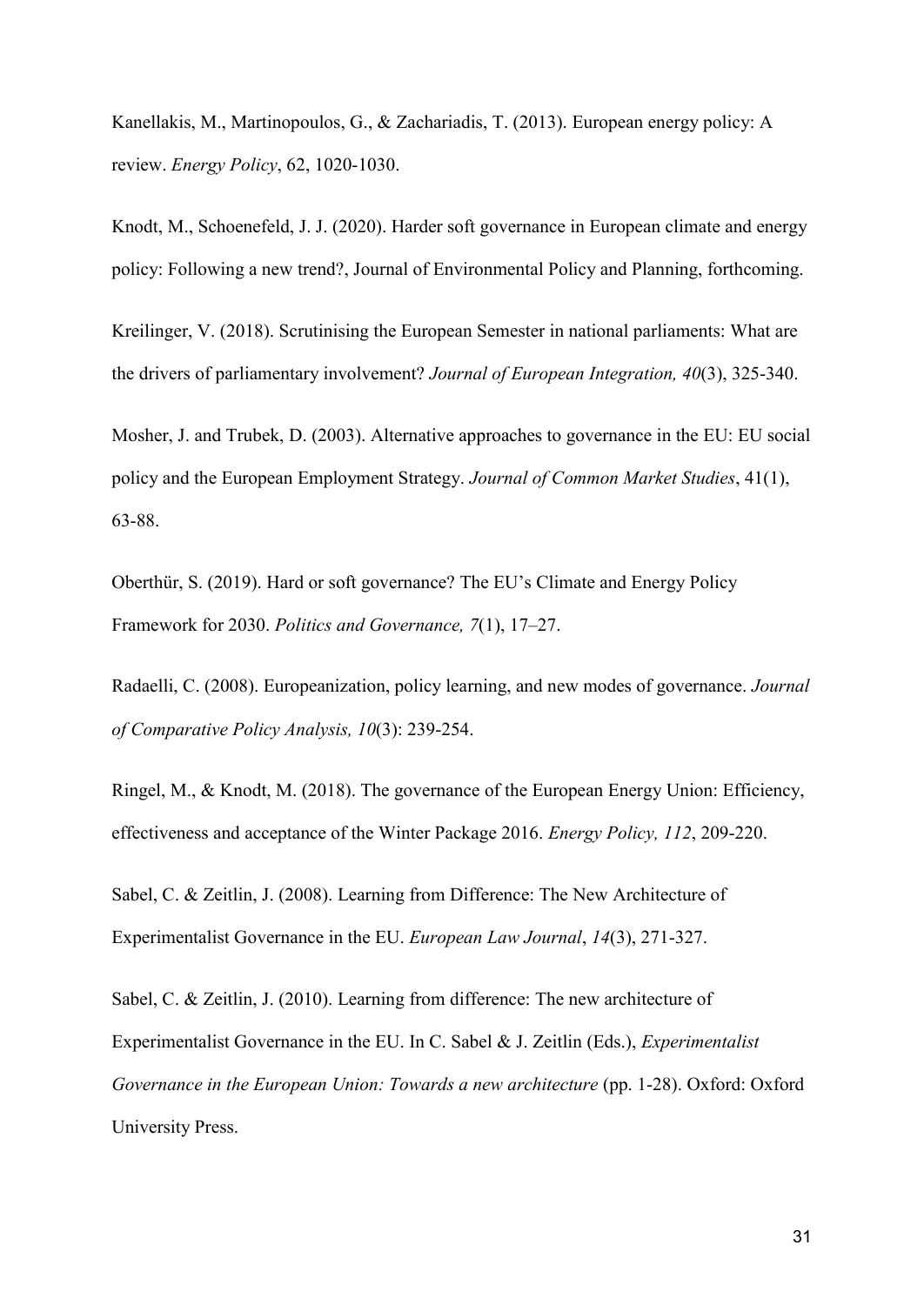Kanellakis, M., Martinopoulos, G., & Zachariadis, T. (2013). European energy policy: A review. *Energy Policy*, 62, 1020-1030.

Knodt, M., Schoenefeld, J. J. (2020). Harder soft governance in European climate and energy policy: Following a new trend?, Journal of Environmental Policy and Planning, forthcoming.

Kreilinger, V. (2018). Scrutinising the European Semester in national parliaments: What are the drivers of parliamentary involvement? *Journal of European Integration, 40*(3), 325-340.

Mosher, J. and Trubek, D. (2003). Alternative approaches to governance in the EU: EU social policy and the European Employment Strategy. *Journal of Common Market Studies*, 41(1), 63-88.

Oberthür, S. (2019). Hard or soft governance? The EU's Climate and Energy Policy Framework for 2030. *Politics and Governance, 7*(1), 17–27.

Radaelli, C. (2008). Europeanization, policy learning, and new modes of governance. *Journal of Comparative Policy Analysis, 10*(3): 239-254.

Ringel, M., & Knodt, M. (2018). The governance of the European Energy Union: Efficiency, effectiveness and acceptance of the Winter Package 2016. *Energy Policy, 112*, 209-220.

Sabel, C. & Zeitlin, J. (2008). Learning from Difference: The New Architecture of Experimentalist Governance in the EU. *European Law Journal*, *14*(3), 271-327.

Sabel, C. & Zeitlin, J. (2010). Learning from difference: The new architecture of Experimentalist Governance in the EU. In C. Sabel & J. Zeitlin (Eds.), *Experimentalist Governance in the European Union: Towards a new architecture* (pp. 1-28). Oxford: Oxford University Press.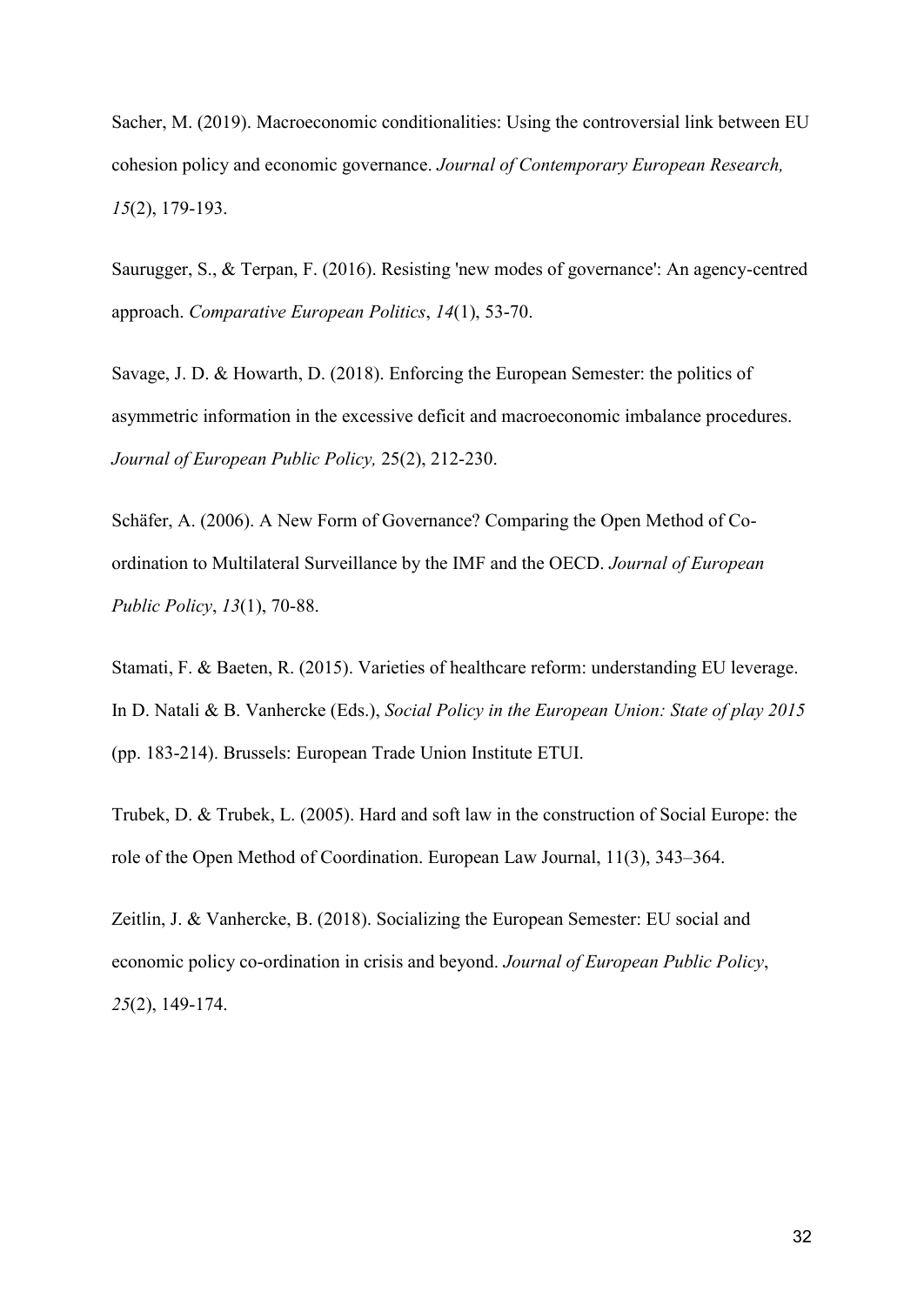Sacher, M. (2019). Macroeconomic conditionalities: Using the controversial link between EU cohesion policy and economic governance. *Journal of Contemporary European Research, 15*(2), 179-193.

Saurugger, S., & Terpan, F. (2016). Resisting 'new modes of governance': An agency-centred approach. *Comparative European Politics*, *14*(1), 53-70.

Savage, J. D. & Howarth, D. (2018). Enforcing the European Semester: the politics of asymmetric information in the excessive deficit and macroeconomic imbalance procedures. *Journal of European Public Policy,* 25(2), 212-230.

Schäfer, A. (2006). A New Form of Governance? Comparing the Open Method of Co-ordination to Multilateral Surveillance by the IMF and the OECD. *Journal of European Public Policy*, *13*(1), 70-88.

Stamati, F. & Baeten, R. (2015). Varieties of healthcare reform: understanding EU leverage. In D. Natali & B. Vanhercke (Eds.), *Social Policy in the European Union: State of play 2015* (pp. 183-214). Brussels: European Trade Union Institute ETUI.

Trubek, D. & Trubek, L. (2005). Hard and soft law in the construction of Social Europe: the role of the Open Method of Coordination. European Law Journal, 11(3), 343–364.

Zeitlin, J. & Vanhercke, B. (2018). Socializing the European Semester: EU social and economic policy co-ordination in crisis and beyond. *Journal of European Public Policy*, *25*(2), 149-174.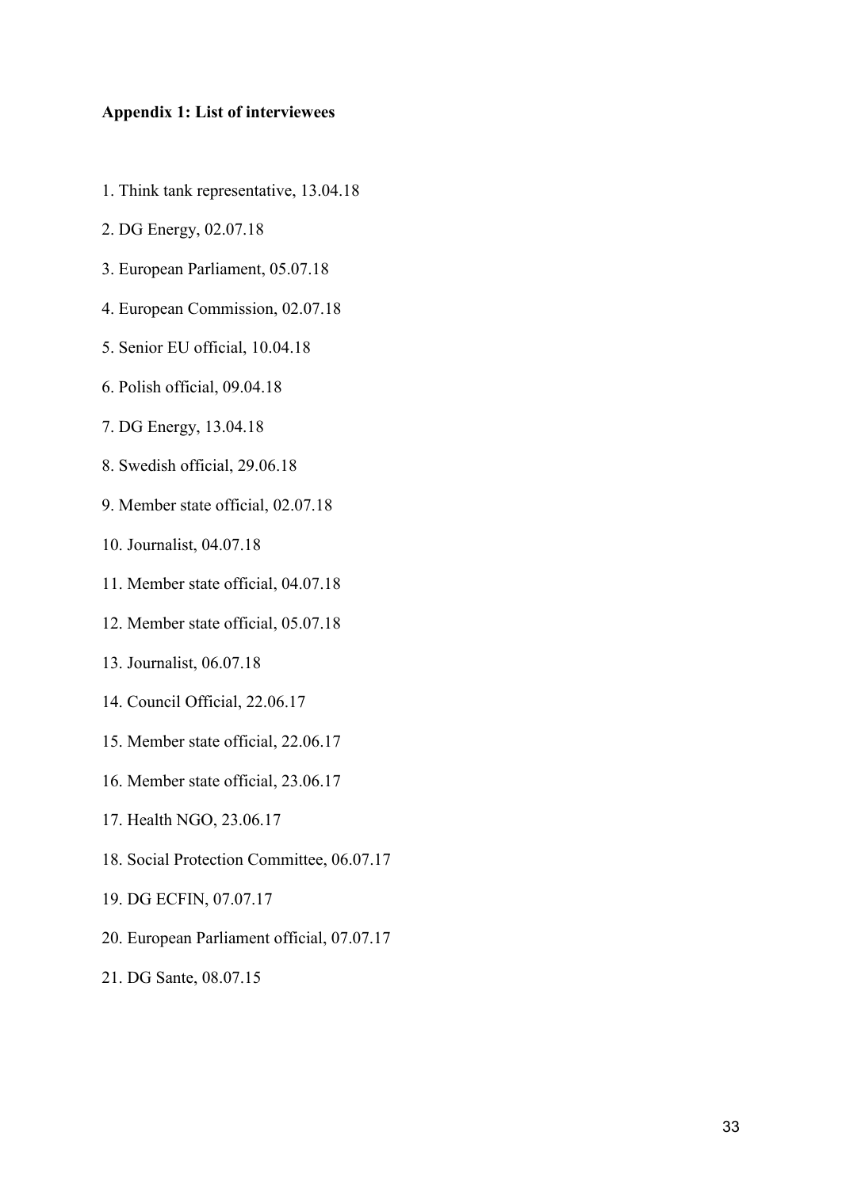**Appendix 1: List of interviewees**

1. Think tank representative, 13.04.18
2. DG Energy, 02.07.18
3. European Parliament, 05.07.18
4. European Commission, 02.07.18
5. Senior EU official, 10.04.18
6. Polish official, 09.04.18
7. DG Energy, 13.04.18
8. Swedish official, 29.06.18
9. Member state official, 02.07.18
10. Journalist, 04.07.18
11. Member state official, 04.07.18
12. Member state official, 05.07.18
13. Journalist, 06.07.18
14. Council Official, 22.06.17
15. Member state official, 22.06.17
16. Member state official, 23.06.17
17. Health NGO, 23.06.17
18. Social Protection Committee, 06.07.17
19. DG ECFIN, 07.07.17
20. European Parliament official, 07.07.17
21. DG Sante, 08.07.15